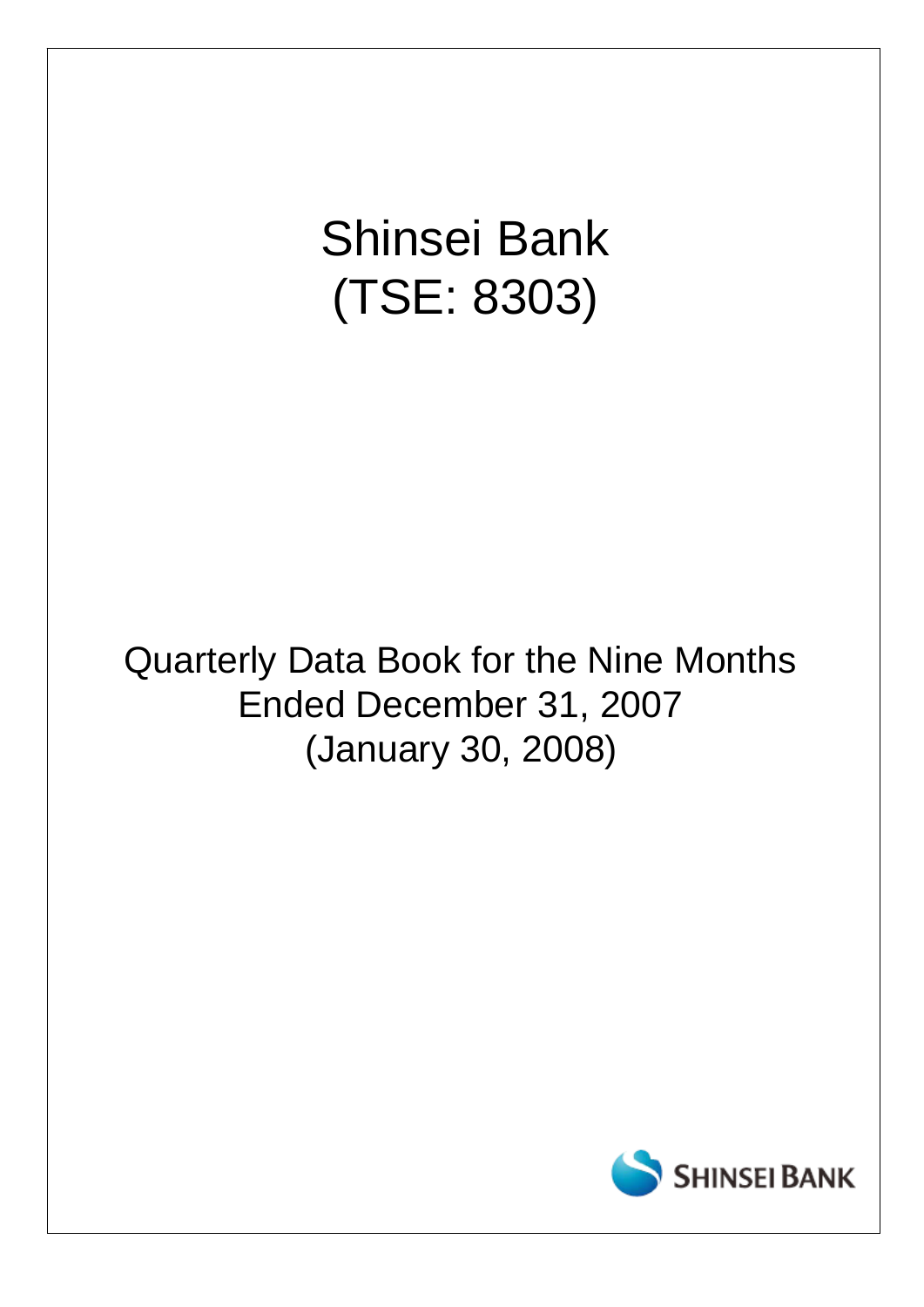# Shinsei Bank
# (TSE: 8303)

## Quarterly Data Book for the Nine Months Ended December 31, 2007
## (January 30, 2008)

SHINSEI BANK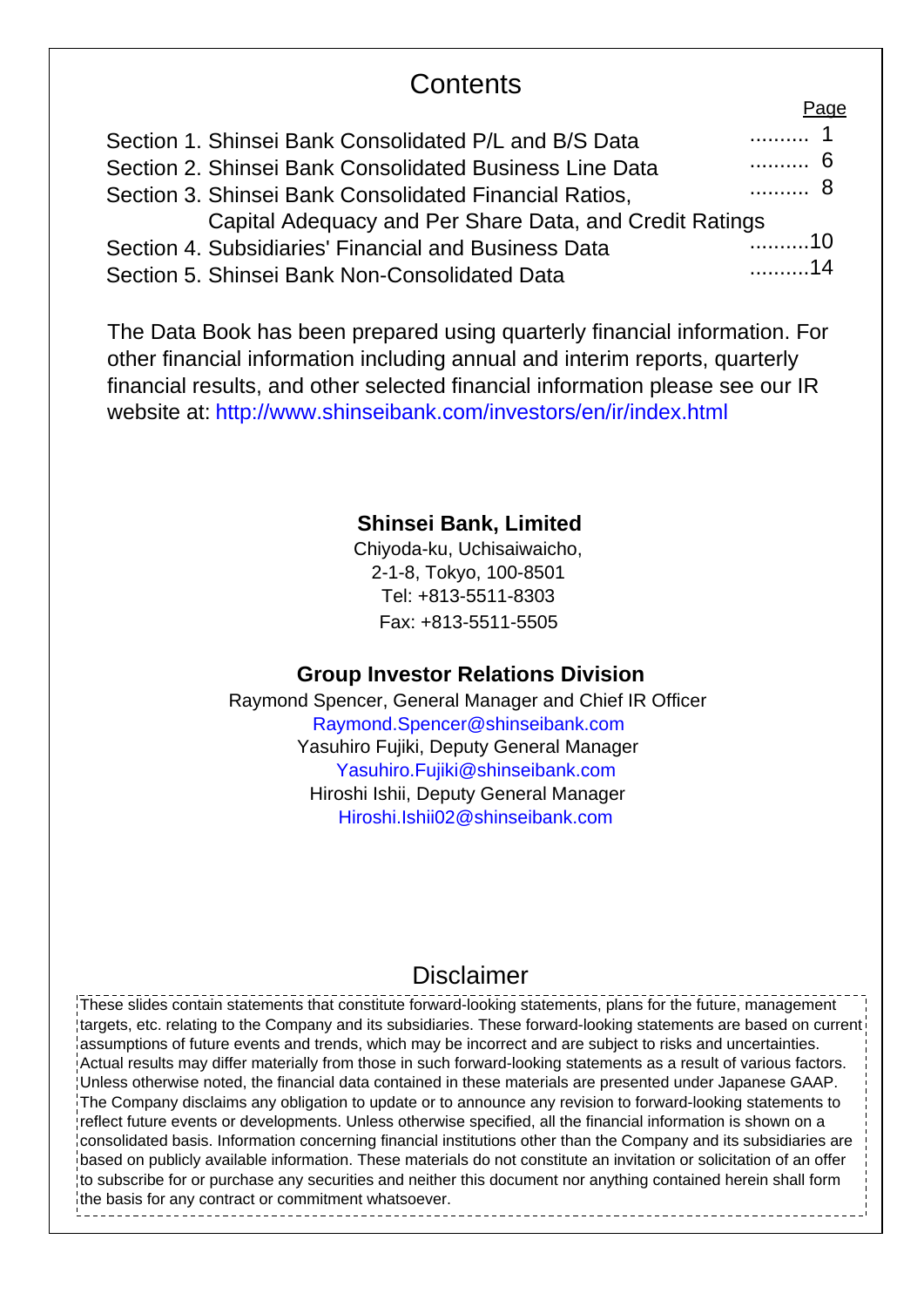# Contents

| | Page |
|---|---|
| Section 1. Shinsei Bank Consolidated P/L and B/S Data | .......... 1 |
| Section 2. Shinsei Bank Consolidated Business Line Data | .......... 6 |
| Section 3. Shinsei Bank Consolidated Financial Ratios, Capital Adequacy and Per Share Data, and Credit Ratings | .......... 8 |
| Section 4. Subsidiaries' Financial and Business Data | ..........10 |
| Section 5. Shinsei Bank Non-Consolidated Data | ..........14 |

The Data Book has been prepared using quarterly financial information. For other financial information including annual and interim reports, quarterly financial results, and other selected financial information please see our IR website at: http://www.shinseibank.com/investors/en/ir/index.html

**Shinsei Bank, Limited**

Chiyoda-ku, Uchisaiwaicho,
2-1-8, Tokyo, 100-8501
Tel: +813-5511-8303
Fax: +813-5511-5505

**Group Investor Relations Division**

Raymond Spencer, General Manager and Chief IR Officer
Raymond.Spencer@shinseibank.com
Yasuhiro Fujiki, Deputy General Manager
Yasuhiro.Fujiki@shinseibank.com
Hiroshi Ishii, Deputy General Manager
Hiroshi.Ishii02@shinseibank.com

## Disclaimer

These slides contain statements that constitute forward-looking statements, plans for the future, management targets, etc. relating to the Company and its subsidiaries. These forward-looking statements are based on current assumptions of future events and trends, which may be incorrect and are subject to risks and uncertainties. Actual results may differ materially from those in such forward-looking statements as a result of various factors. Unless otherwise noted, the financial data contained in these materials are presented under Japanese GAAP. The Company disclaims any obligation to update or to announce any revision to forward-looking statements to reflect future events or developments. Unless otherwise specified, all the financial information is shown on a consolidated basis. Information concerning financial institutions other than the Company and its subsidiaries are based on publicly available information. These materials do not constitute an invitation or solicitation of an offer to subscribe for or purchase any securities and neither this document nor anything contained herein shall form the basis for any contract or commitment whatsoever.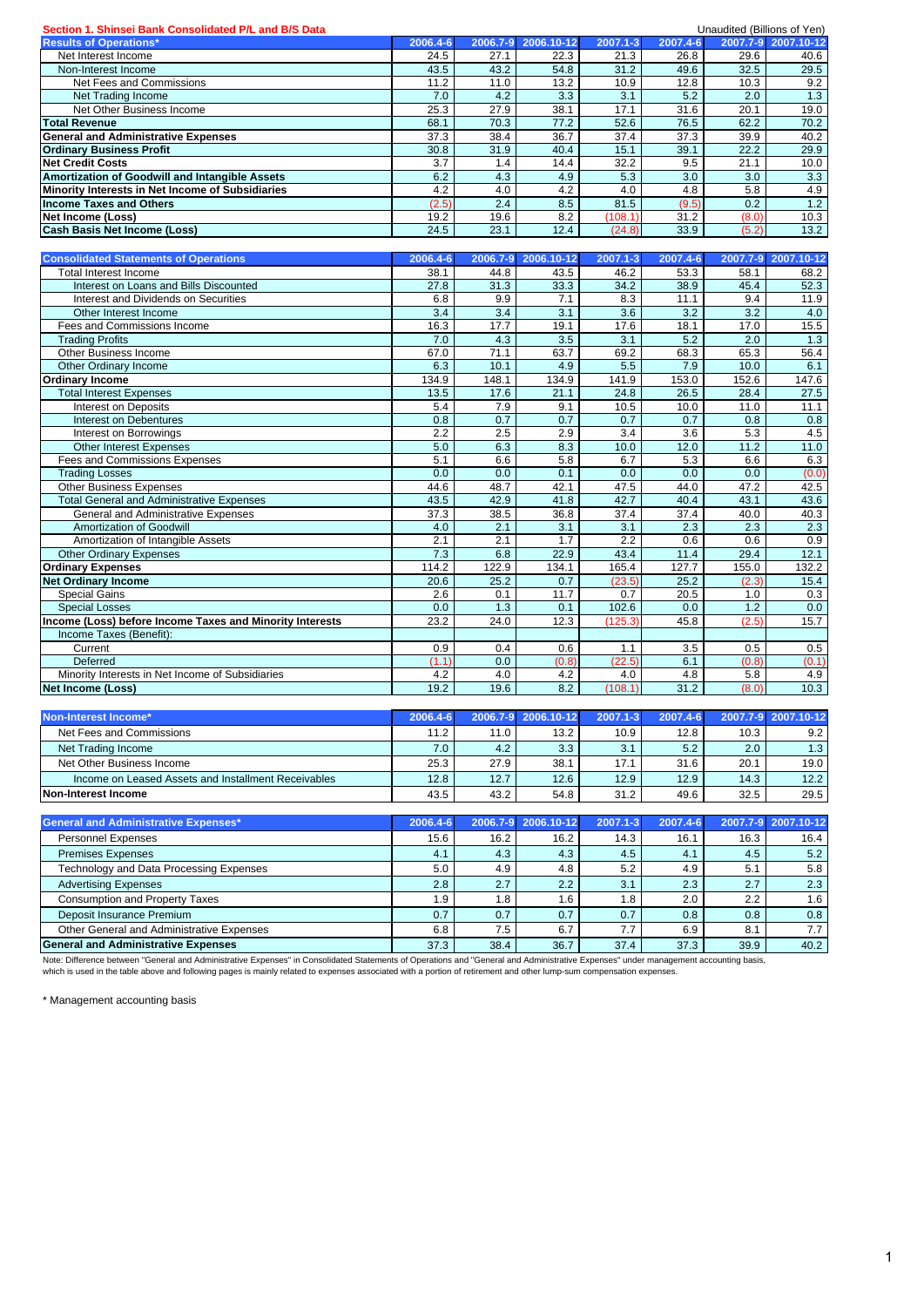## Section 1. Shinsei Bank Consolidated P/L and B/S Data

Unaudited (Billions of Yen)

| Results of Operations* | 2006.4-6 | 2006.7-9 | 2006.10-12 | 2007.1-3 | 2007.4-6 | 2007.7-9 | 2007.10-12 |
|---|---|---|---|---|---|---|---|
| Net Interest Income | 24.5 | 27.1 | 22.3 | 21.3 | 26.8 | 29.6 | 40.6 |
| Non-Interest Income | 43.5 | 43.2 | 54.8 | 31.2 | 49.6 | 32.5 | 29.5 |
| Net Fees and Commissions | 11.2 | 11.0 | 13.2 | 10.9 | 12.8 | 10.3 | 9.2 |
| Net Trading Income | 7.0 | 4.2 | 3.3 | 3.1 | 5.2 | 2.0 | 1.3 |
| Net Other Business Income | 25.3 | 27.9 | 38.1 | 17.1 | 31.6 | 20.1 | 19.0 |
| **Total Revenue** | 68.1 | 70.3 | 77.2 | 52.6 | 76.5 | 62.2 | 70.2 |
| **General and Administrative Expenses** | 37.3 | 38.4 | 36.7 | 37.4 | 37.3 | 39.9 | 40.2 |
| **Ordinary Business Profit** | 30.8 | 31.9 | 40.4 | 15.1 | 39.1 | 22.2 | 29.9 |
| **Net Credit Costs** | 3.7 | 1.4 | 14.4 | 32.2 | 9.5 | 21.1 | 10.0 |
| **Amortization of Goodwill and Intangible Assets** | 6.2 | 4.3 | 4.9 | 5.3 | 3.0 | 3.0 | 3.3 |
| **Minority Interests in Net Income of Subsidiaries** | 4.2 | 4.0 | 4.2 | 4.0 | 4.8 | 5.8 | 4.9 |
| **Income Taxes and Others** | (2.5) | 2.4 | 8.5 | 81.5 | (9.5) | 0.2 | 1.2 |
| **Net Income (Loss)** | 19.2 | 19.6 | 8.2 | (108.1) | 31.2 | (8.0) | 10.3 |
| **Cash Basis Net Income (Loss)** | 24.5 | 23.1 | 12.4 | (24.8) | 33.9 | (5.2) | 13.2 |

| Consolidated Statements of Operations | 2006.4-6 | 2006.7-9 | 2006.10-12 | 2007.1-3 | 2007.4-6 | 2007.7-9 | 2007.10-12 |
|---|---|---|---|---|---|---|---|
| Total Interest Income | 38.1 | 44.8 | 43.5 | 46.2 | 53.3 | 58.1 | 68.2 |
| Interest on Loans and Bills Discounted | 27.8 | 31.3 | 33.3 | 34.2 | 38.9 | 45.4 | 52.3 |
| Interest and Dividends on Securities | 6.8 | 9.9 | 7.1 | 8.3 | 11.1 | 9.4 | 11.9 |
| Other Interest Income | 3.4 | 3.4 | 3.1 | 3.6 | 3.2 | 3.2 | 4.0 |
| Fees and Commissions Income | 16.3 | 17.7 | 19.1 | 17.6 | 18.1 | 17.0 | 15.5 |
| Trading Profits | 7.0 | 4.3 | 3.5 | 3.1 | 5.2 | 2.0 | 1.3 |
| Other Business Income | 67.0 | 71.1 | 63.7 | 69.2 | 68.3 | 65.3 | 56.4 |
| Other Ordinary Income | 6.3 | 10.1 | 4.9 | 5.5 | 7.9 | 10.0 | 6.1 |
| **Ordinary Income** | 134.9 | 148.1 | 134.9 | 141.9 | 153.0 | 152.6 | 147.6 |
| Total Interest Expenses | 13.5 | 17.6 | 21.1 | 24.8 | 26.5 | 28.4 | 27.5 |
| Interest on Deposits | 5.4 | 7.9 | 9.1 | 10.5 | 10.0 | 11.0 | 11.1 |
| Interest on Debentures | 0.8 | 0.7 | 0.7 | 0.7 | 0.7 | 0.8 | 0.8 |
| Interest on Borrowings | 2.2 | 2.5 | 2.9 | 3.4 | 3.6 | 5.3 | 4.5 |
| Other Interest Expenses | 5.0 | 6.3 | 8.3 | 10.0 | 12.0 | 11.2 | 11.0 |
| Fees and Commissions Expenses | 5.1 | 6.6 | 5.8 | 6.7 | 5.3 | 6.6 | 6.3 |
| Trading Losses | 0.0 | 0.0 | 0.1 | 0.0 | 0.0 | 0.0 | (0.0) |
| Other Business Expenses | 44.6 | 48.7 | 42.1 | 47.5 | 44.0 | 47.2 | 42.5 |
| Total General and Administrative Expenses | 43.5 | 42.9 | 41.8 | 42.7 | 40.4 | 43.1 | 43.6 |
| General and Administrative Expenses | 37.3 | 38.5 | 36.8 | 37.4 | 37.4 | 40.0 | 40.3 |
| Amortization of Goodwill | 4.0 | 2.1 | 3.1 | 3.1 | 2.3 | 2.3 | 2.3 |
| Amortization of Intangible Assets | 2.1 | 2.1 | 1.7 | 2.2 | 0.6 | 0.6 | 0.9 |
| Other Ordinary Expenses | 7.3 | 6.8 | 22.9 | 43.4 | 11.4 | 29.4 | 12.1 |
| **Ordinary Expenses** | 114.2 | 122.9 | 134.1 | 165.4 | 127.7 | 155.0 | 132.2 |
| **Net Ordinary Income** | 20.6 | 25.2 | 0.7 | (23.5) | 25.2 | (2.3) | 15.4 |
| Special Gains | 2.6 | 0.1 | 11.7 | 0.7 | 20.5 | 1.0 | 0.3 |
| Special Losses | 0.0 | 1.3 | 0.1 | 102.6 | 0.0 | 1.2 | 0.0 |
| **Income (Loss) before Income Taxes and Minority Interests** | 23.2 | 24.0 | 12.3 | (125.3) | 45.8 | (2.5) | 15.7 |
| Income Taxes (Benefit): | | | | | | | |
| Current | 0.9 | 0.4 | 0.6 | 1.1 | 3.5 | 0.5 | 0.5 |
| Deferred | (1.1) | 0.0 | (0.8) | (22.5) | 6.1 | (0.8) | (0.1) |
| Minority Interests in Net Income of Subsidiaries | 4.2 | 4.0 | 4.2 | 4.0 | 4.8 | 5.8 | 4.9 |
| **Net Income (Loss)** | 19.2 | 19.6 | 8.2 | (108.1) | 31.2 | (8.0) | 10.3 |

| Non-Interest Income* | 2006.4-6 | 2006.7-9 | 2006.10-12 | 2007.1-3 | 2007.4-6 | 2007.7-9 | 2007.10-12 |
|---|---|---|---|---|---|---|---|
| Net Fees and Commissions | 11.2 | 11.0 | 13.2 | 10.9 | 12.8 | 10.3 | 9.2 |
| Net Trading Income | 7.0 | 4.2 | 3.3 | 3.1 | 5.2 | 2.0 | 1.3 |
| Net Other Business Income | 25.3 | 27.9 | 38.1 | 17.1 | 31.6 | 20.1 | 19.0 |
| Income on Leased Assets and Installment Receivables | 12.8 | 12.7 | 12.6 | 12.9 | 12.9 | 14.3 | 12.2 |
| **Non-Interest Income** | 43.5 | 43.2 | 54.8 | 31.2 | 49.6 | 32.5 | 29.5 |

| General and Administrative Expenses* | 2006.4-6 | 2006.7-9 | 2006.10-12 | 2007.1-3 | 2007.4-6 | 2007.7-9 | 2007.10-12 |
|---|---|---|---|---|---|---|---|
| Personnel Expenses | 15.6 | 16.2 | 16.2 | 14.3 | 16.1 | 16.3 | 16.4 |
| Premises Expenses | 4.1 | 4.3 | 4.3 | 4.5 | 4.1 | 4.5 | 5.2 |
| Technology and Data Processing Expenses | 5.0 | 4.9 | 4.8 | 5.2 | 4.9 | 5.1 | 5.8 |
| Advertising Expenses | 2.8 | 2.7 | 2.2 | 3.1 | 2.3 | 2.7 | 2.3 |
| Consumption and Property Taxes | 1.9 | 1.8 | 1.6 | 1.8 | 2.0 | 2.2 | 1.6 |
| Deposit Insurance Premium | 0.7 | 0.7 | 0.7 | 0.7 | 0.8 | 0.8 | 0.8 |
| Other General and Administrative Expenses | 6.8 | 7.5 | 6.7 | 7.7 | 6.9 | 8.1 | 7.7 |
| **General and Administrative Expenses** | 37.3 | 38.4 | 36.7 | 37.4 | 37.3 | 39.9 | 40.2 |

Note: Difference between "General and Administrative Expenses" in Consolidated Statements of Operations and "General and Administrative Expenses" under management accounting basis, which is used in the table above and following pages is mainly related to expenses associated with a portion of retirement and other lump-sum compensation expenses.

\* Management accounting basis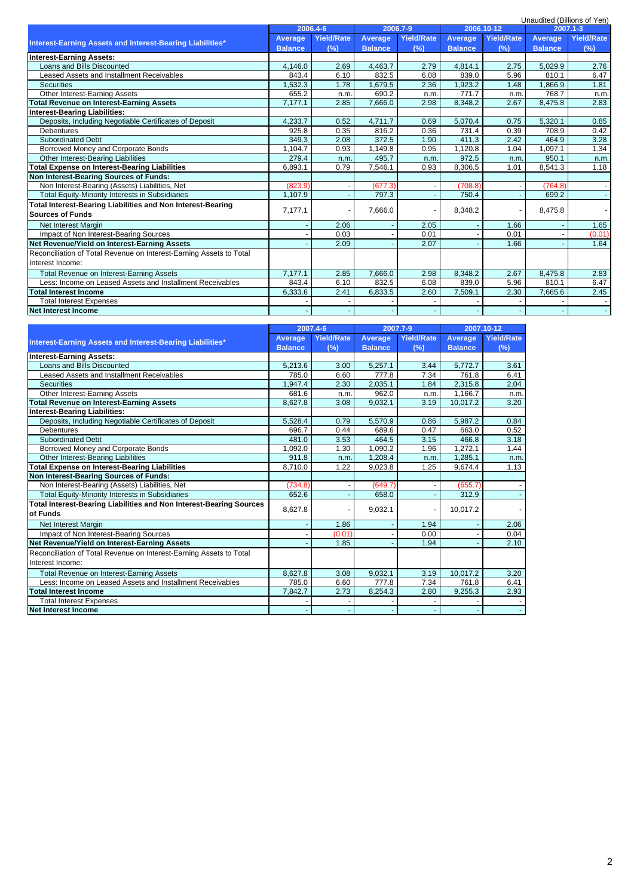Unaudited (Billions of Yen)

| Interest-Earning Assets and Interest-Bearing Liabilities* | 2006.4-6 | | 2006.7-9 | | 2006.10-12 | | 2007.1-3 | |
|---|---|---|---|---|---|---|---|---|
| | Average Balance | Yield/Rate (%) | Average Balance | Yield/Rate (%) | Average Balance | Yield/Rate (%) | Average Balance | Yield/Rate (%) |
| **Interest-Earning Assets:** | | | | | | | | |
| Loans and Bills Discounted | 4,146.0 | 2.69 | 4,463.7 | 2.79 | 4,814.1 | 2.75 | 5,029.9 | 2.76 |
| Leased Assets and Installment Receivables | 843.4 | 6.10 | 832.5 | 6.08 | 839.0 | 5.96 | 810.1 | 6.47 |
| Securities | 1,532.3 | 1.78 | 1,679.5 | 2.36 | 1,923.2 | 1.48 | 1,866.9 | 1.81 |
| Other Interest-Earning Assets | 655.2 | n.m. | 690.2 | n.m. | 771.7 | n.m. | 768.7 | n.m. |
| **Total Revenue on Interest-Earning Assets** | 7,177.1 | 2.85 | 7,666.0 | 2.98 | 8,348.2 | 2.67 | 8,475.8 | 2.83 |
| **Interest-Bearing Liabilities:** | | | | | | | | |
| Deposits, Including Negotiable Certificates of Deposit | 4,233.7 | 0.52 | 4,711.7 | 0.69 | 5,070.4 | 0.75 | 5,320.1 | 0.85 |
| Debentures | 925.8 | 0.35 | 816.2 | 0.36 | 731.4 | 0.39 | 708.9 | 0.42 |
| Subordinated Debt | 349.3 | 2.08 | 372.5 | 1.90 | 411.3 | 2.42 | 464.9 | 3.28 |
| Borrowed Money and Corporate Bonds | 1,104.7 | 0.93 | 1,149.8 | 0.95 | 1,120.8 | 1.04 | 1,097.1 | 1.34 |
| Other Interest-Bearing Liabilities | 279.4 | n.m. | 495.7 | n.m. | 972.5 | n.m. | 950.1 | n.m. |
| **Total Expense on Interest-Bearing Liabilities** | 6,893.1 | 0.79 | 7,546.1 | 0.93 | 8,306.5 | 1.01 | 8,541.3 | 1.18 |
| **Non Interest-Bearing Sources of Funds:** | | | | | | | | |
| Non Interest-Bearing (Assets) Liabilities, Net | (823.9) | - | (677.3) | - | (708.8) | - | (764.8) | - |
| Total Equity-Minority Interests in Subsidiaries | 1,107.9 | - | 797.3 | - | 750.4 | - | 699.2 | - |
| **Total Interest-Bearing Liabilities and Non Interest-Bearing Sources of Funds** | 7,177.1 | - | 7,666.0 | - | 8,348.2 | - | 8,475.8 | - |
| Net Interest Margin | - | 2.06 | - | 2.05 | - | 1.66 | - | 1.65 |
| Impact of Non Interest-Bearing Sources | - | 0.03 | - | 0.01 | - | 0.01 | - | (0.01) |
| **Net Revenue/Yield on Interest-Earning Assets** | - | 2.09 | - | 2.07 | - | 1.66 | - | 1.64 |
| Reconciliation of Total Revenue on Interest-Earning Assets to Total Interest Income: | | | | | | | | |
| Total Revenue on Interest-Earning Assets | 7,177.1 | 2.85 | 7,666.0 | 2.98 | 8,348.2 | 2.67 | 8,475.8 | 2.83 |
| Less: Income on Leased Assets and Installment Receivables | 843.4 | 6.10 | 832.5 | 6.08 | 839.0 | 5.96 | 810.1 | 6.47 |
| **Total Interest Income** | 6,333.6 | 2.41 | 6,833.5 | 2.60 | 7,509.1 | 2.30 | 7,665.6 | 2.45 |
| Total Interest Expenses | - | - | - | - | - | - | - | - |
| **Net Interest Income** | - | - | - | - | - | - | - | - |

| Interest-Earning Assets and Interest-Bearing Liabilities* | 2007.4-6 | | 2007.7-9 | | 2007.10-12 | |
|---|---|---|---|---|---|---|
| | Average Balance | Yield/Rate (%) | Average Balance | Yield/Rate (%) | Average Balance | Yield/Rate (%) |
| **Interest-Earning Assets:** | | | | | | |
| Loans and Bills Discounted | 5,213.6 | 3.00 | 5,257.1 | 3.44 | 5,772.7 | 3.61 |
| Leased Assets and Installment Receivables | 785.0 | 6.60 | 777.8 | 7.34 | 761.8 | 6.41 |
| Securities | 1,947.4 | 2.30 | 2,035.1 | 1.84 | 2,315.8 | 2.04 |
| Other Interest-Earning Assets | 681.6 | n.m. | 962.0 | n.m. | 1,166.7 | n.m. |
| **Total Revenue on Interest-Earning Assets** | 8,627.8 | 3.08 | 9,032.1 | 3.19 | 10,017.2 | 3.20 |
| **Interest-Bearing Liabilities:** | | | | | | |
| Deposits, Including Negotiable Certificates of Deposit | 5,528.4 | 0.79 | 5,570.9 | 0.86 | 5,987.2 | 0.84 |
| Debentures | 696.7 | 0.44 | 689.6 | 0.47 | 663.0 | 0.52 |
| Subordinated Debt | 481.0 | 3.53 | 464.5 | 3.15 | 466.8 | 3.18 |
| Borrowed Money and Corporate Bonds | 1,092.0 | 1.30 | 1,090.2 | 1.96 | 1,272.1 | 1.44 |
| Other Interest-Bearing Liabilities | 911.8 | n.m. | 1,208.4 | n.m. | 1,285.1 | n.m. |
| **Total Expense on Interest-Bearing Liabilities** | 8,710.0 | 1.22 | 9,023.8 | 1.25 | 9,674.4 | 1.13 |
| **Non Interest-Bearing Sources of Funds:** | | | | | | |
| Non Interest-Bearing (Assets) Liabilities, Net | (734.8) | - | (649.7) | - | (655.7) | - |
| Total Equity-Minority Interests in Subsidiaries | 652.6 | - | 658.0 | - | 312.9 | - |
| **Total Interest-Bearing Liabilities and Non Interest-Bearing Sources of Funds** | 8,627.8 | - | 9,032.1 | - | 10,017.2 | - |
| Net Interest Margin | - | 1.86 | - | 1.94 | - | 2.06 |
| Impact of Non Interest-Bearing Sources | - | (0.01) | - | 0.00 | - | 0.04 |
| **Net Revenue/Yield on Interest-Earning Assets** | - | 1.85 | - | 1.94 | - | 2.10 |
| Reconciliation of Total Revenue on Interest-Earning Assets to Total Interest Income: | | | | | | |
| Total Revenue on Interest-Earning Assets | 8,627.8 | 3.08 | 9,032.1 | 3.19 | 10,017.2 | 3.20 |
| Less: Income on Leased Assets and Installment Receivables | 785.0 | 6.60 | 777.8 | 7.34 | 761.8 | 6.41 |
| **Total Interest Income** | 7,842.7 | 2.73 | 8,254.3 | 2.80 | 9,255.3 | 2.93 |
| Total Interest Expenses | - | - | - | - | - | - |
| **Net Interest Income** | - | - | - | - | - | - |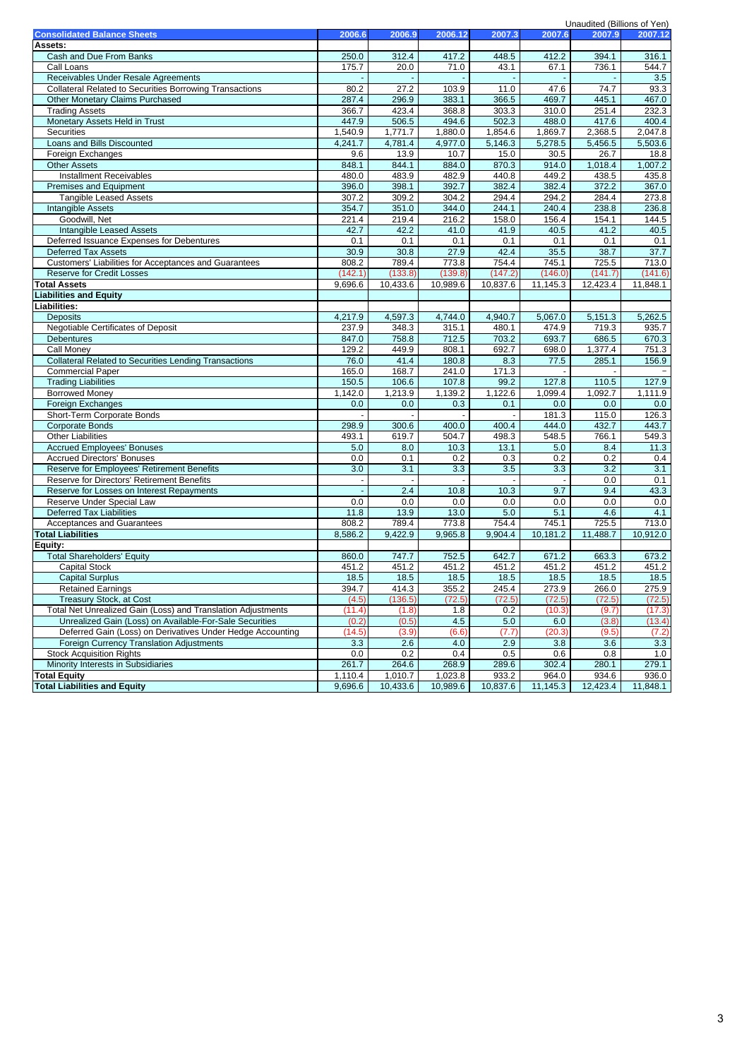Unaudited (Billions of Yen)

| Consolidated Balance Sheets | 2006.6 | 2006.9 | 2006.12 | 2007.3 | 2007.6 | 2007.9 | 2007.12 |
|---|---|---|---|---|---|---|---|
| **Assets:** | | | | | | | |
| Cash and Due From Banks | 250.0 | 312.4 | 417.2 | 448.5 | 412.2 | 394.1 | 316.1 |
| Call Loans | 175.7 | 20.0 | 71.0 | 43.1 | 67.1 | 736.1 | 544.7 |
| Receivables Under Resale Agreements | - | - | - | - | - | - | 3.5 |
| Collateral Related to Securities Borrowing Transactions | 80.2 | 27.2 | 103.9 | 11.0 | 47.6 | 74.7 | 93.3 |
| Other Monetary Claims Purchased | 287.4 | 296.9 | 383.1 | 366.5 | 469.7 | 445.1 | 467.0 |
| Trading Assets | 366.7 | 423.4 | 368.8 | 303.3 | 310.0 | 251.4 | 232.3 |
| Monetary Assets Held in Trust | 447.9 | 506.5 | 494.6 | 502.3 | 488.0 | 417.6 | 400.4 |
| Securities | 1,540.9 | 1,771.7 | 1,880.0 | 1,854.6 | 1,869.7 | 2,368.5 | 2,047.8 |
| Loans and Bills Discounted | 4,241.7 | 4,781.4 | 4,977.0 | 5,146.3 | 5,278.5 | 5,456.5 | 5,503.6 |
| Foreign Exchanges | 9.6 | 13.9 | 10.7 | 15.0 | 30.5 | 26.7 | 18.8 |
| Other Assets | 848.1 | 844.1 | 884.0 | 870.3 | 914.0 | 1,018.4 | 1,007.2 |
| Installment Receivables | 480.0 | 483.9 | 482.9 | 440.8 | 449.2 | 438.5 | 435.8 |
| Premises and Equipment | 396.0 | 398.1 | 392.7 | 382.4 | 382.4 | 372.2 | 367.0 |
| Tangible Leased Assets | 307.2 | 309.2 | 304.2 | 294.4 | 294.2 | 284.4 | 273.8 |
| Intangible Assets | 354.7 | 351.0 | 344.0 | 244.1 | 240.4 | 238.8 | 236.8 |
| Goodwill, Net | 221.4 | 219.4 | 216.2 | 158.0 | 156.4 | 154.1 | 144.5 |
| Intangible Leased Assets | 42.7 | 42.2 | 41.0 | 41.9 | 40.5 | 41.2 | 40.5 |
| Deferred Issuance Expenses for Debentures | 0.1 | 0.1 | 0.1 | 0.1 | 0.1 | 0.1 | 0.1 |
| Deferred Tax Assets | 30.9 | 30.8 | 27.9 | 42.4 | 35.5 | 38.7 | 37.7 |
| Customers' Liabilities for Acceptances and Guarantees | 808.2 | 789.4 | 773.8 | 754.4 | 745.1 | 725.5 | 713.0 |
| Reserve for Credit Losses | (142.1) | (133.8) | (139.8) | (147.2) | (146.0) | (141.7) | (141.6) |
| **Total Assets** | 9,696.6 | 10,433.6 | 10,989.6 | 10,837.6 | 11,145.3 | 12,423.4 | 11,848.1 |
| **Liabilities and Equity** | | | | | | | |
| **Liabilities:** | | | | | | | |
| Deposits | 4,217.9 | 4,597.3 | 4,744.0 | 4,940.7 | 5,067.0 | 5,151.3 | 5,262.5 |
| Negotiable Certificates of Deposit | 237.9 | 348.3 | 315.1 | 480.1 | 474.9 | 719.3 | 935.7 |
| Debentures | 847.0 | 758.8 | 712.5 | 703.2 | 693.7 | 686.5 | 670.3 |
| Call Money | 129.2 | 449.9 | 808.1 | 692.7 | 698.0 | 1,377.4 | 751.3 |
| Collateral Related to Securities Lending Transactions | 76.0 | 41.4 | 180.8 | 8.3 | 77.5 | 285.1 | 156.9 |
| Commercial Paper | 165.0 | 168.7 | 241.0 | 171.3 | - | - | - |
| Trading Liabilities | 150.5 | 106.6 | 107.8 | 99.2 | 127.8 | 110.5 | 127.9 |
| Borrowed Money | 1,142.0 | 1,213.9 | 1,139.2 | 1,122.6 | 1,099.4 | 1,092.7 | 1,111.9 |
| Foreign Exchanges | 0.0 | 0.0 | 0.3 | 0.1 | 0.0 | 0.0 | 0.0 |
| Short-Term Corporate Bonds | - | - | - | - | 181.3 | 115.0 | 126.3 |
| Corporate Bonds | 298.9 | 300.6 | 400.0 | 400.4 | 444.0 | 432.7 | 443.7 |
| Other Liabilities | 493.1 | 619.7 | 504.7 | 498.3 | 548.5 | 766.1 | 549.3 |
| Accrued Employees' Bonuses | 5.0 | 8.0 | 10.3 | 13.1 | 5.0 | 8.4 | 11.3 |
| Accrued Directors' Bonuses | 0.0 | 0.1 | 0.2 | 0.3 | 0.2 | 0.2 | 0.4 |
| Reserve for Employees' Retirement Benefits | 3.0 | 3.1 | 3.3 | 3.5 | 3.3 | 3.2 | 3.1 |
| Reserve for Directors' Retirement Benefits | - | - | - | - | - | 0.0 | 0.1 |
| Reserve for Losses on Interest Repayments | - | 2.4 | 10.8 | 10.3 | 9.7 | 9.4 | 43.3 |
| Reserve Under Special Law | 0.0 | 0.0 | 0.0 | 0.0 | 0.0 | 0.0 | 0.0 |
| Deferred Tax Liabilities | 11.8 | 13.9 | 13.0 | 5.0 | 5.1 | 4.6 | 4.1 |
| Acceptances and Guarantees | 808.2 | 789.4 | 773.8 | 754.4 | 745.1 | 725.5 | 713.0 |
| **Total Liabilities** | 8,586.2 | 9,422.9 | 9,965.8 | 9,904.4 | 10,181.2 | 11,488.7 | 10,912.0 |
| **Equity:** | | | | | | | |
| Total Shareholders' Equity | 860.0 | 747.7 | 752.5 | 642.7 | 671.2 | 663.3 | 673.2 |
| Capital Stock | 451.2 | 451.2 | 451.2 | 451.2 | 451.2 | 451.2 | 451.2 |
| Capital Surplus | 18.5 | 18.5 | 18.5 | 18.5 | 18.5 | 18.5 | 18.5 |
| Retained Earnings | 394.7 | 414.3 | 355.2 | 245.4 | 273.9 | 266.0 | 275.9 |
| Treasury Stock, at Cost | (4.5) | (136.5) | (72.5) | (72.5) | (72.5) | (72.5) | (72.5) |
| Total Net Unrealized Gain (Loss) and Translation Adjustments | (11.4) | (1.8) | 1.8 | 0.2 | (10.3) | (9.7) | (17.3) |
| Unrealized Gain (Loss) on Available-For-Sale Securities | (0.2) | (0.5) | 4.5 | 5.0 | 6.0 | (3.8) | (13.4) |
| Deferred Gain (Loss) on Derivatives Under Hedge Accounting | (14.5) | (3.9) | (6.6) | (7.7) | (20.3) | (9.5) | (7.2) |
| Foreign Currency Translation Adjustments | 3.3 | 2.6 | 4.0 | 2.9 | 3.8 | 3.6 | 3.3 |
| Stock Acquisition Rights | 0.0 | 0.2 | 0.4 | 0.5 | 0.6 | 0.8 | 1.0 |
| Minority Interests in Subsidiaries | 261.7 | 264.6 | 268.9 | 289.6 | 302.4 | 280.1 | 279.1 |
| **Total Equity** | 1,110.4 | 1,010.7 | 1,023.8 | 933.2 | 964.0 | 934.6 | 936.0 |
| **Total Liabilities and Equity** | 9,696.6 | 10,433.6 | 10,989.6 | 10,837.6 | 11,145.3 | 12,423.4 | 11,848.1 |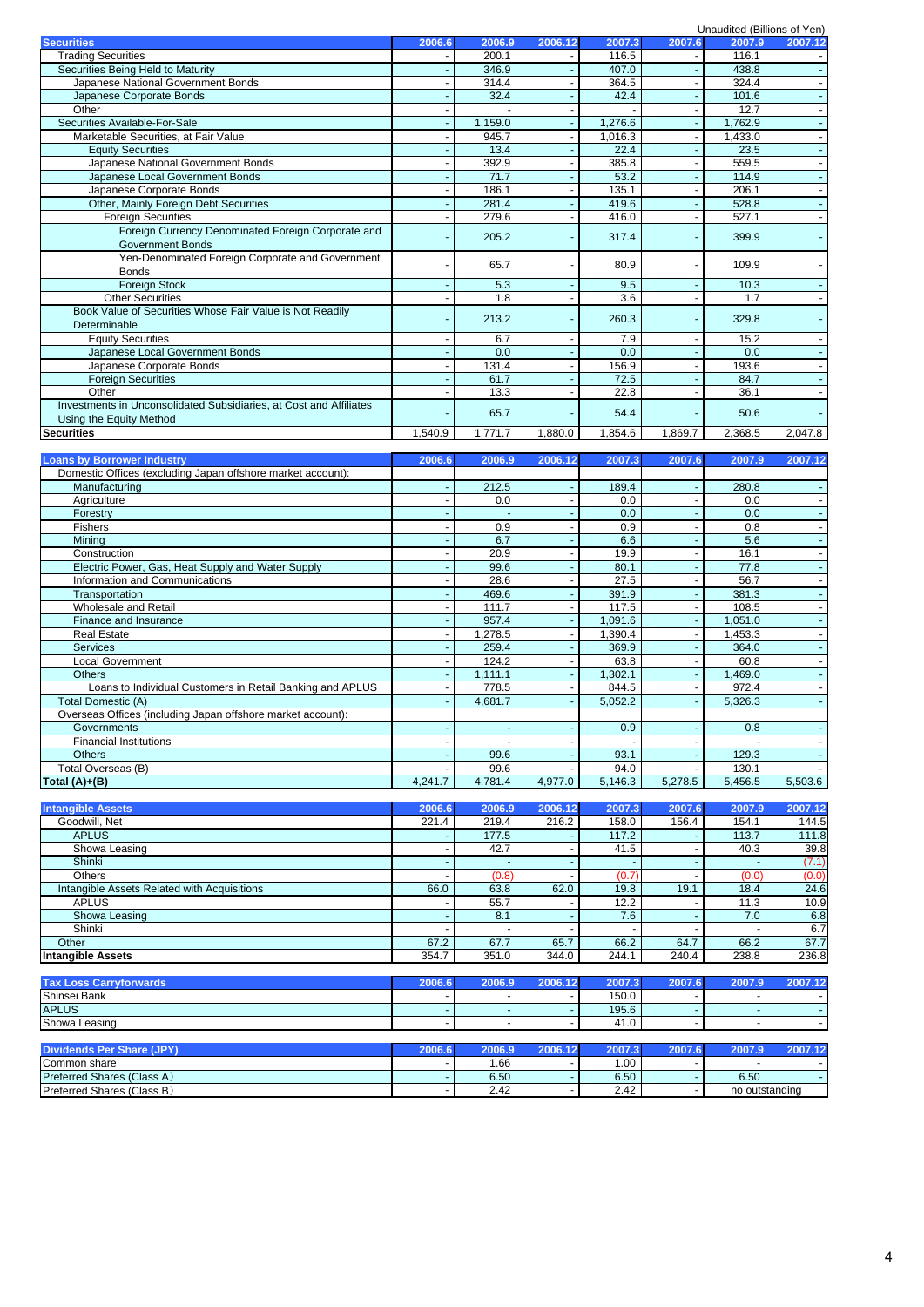Unaudited (Billions of Yen)

| Securities | 2006.6 | 2006.9 | 2006.12 | 2007.3 | 2007.6 | 2007.9 | 2007.12 |
|---|---|---|---|---|---|---|---|
| Trading Securities | - | 200.1 | - | 116.5 | - | 116.1 | - |
| Securities Being Held to Maturity | - | 346.9 | - | 407.0 | - | 438.8 | - |
| Japanese National Government Bonds | - | 314.4 | - | 364.5 | - | 324.4 | - |
| Japanese Corporate Bonds | - | 32.4 | - | 42.4 | - | 101.6 | - |
| Other | - | - | - | - | - | 12.7 | - |
| Securities Available-For-Sale | - | 1,159.0 | - | 1,276.6 | - | 1,762.9 | - |
| Marketable Securities, at Fair Value | - | 945.7 | - | 1,016.3 | - | 1,433.0 | - |
| Equity Securities | - | 13.4 | - | 22.4 | - | 23.5 | - |
| Japanese National Government Bonds | - | 392.9 | - | 385.8 | - | 559.5 | - |
| Japanese Local Government Bonds | - | 71.7 | - | 53.2 | - | 114.9 | - |
| Japanese Corporate Bonds | - | 186.1 | - | 135.1 | - | 206.1 | - |
| Other, Mainly Foreign Debt Securities | - | 281.4 | - | 419.6 | - | 528.8 | - |
| Foreign Securities | - | 279.6 | - | 416.0 | - | 527.1 | - |
| Foreign Currency Denominated Foreign Corporate and Government Bonds | - | 205.2 | - | 317.4 | - | 399.9 | - |
| Yen-Denominated Foreign Corporate and Government Bonds | - | 65.7 | - | 80.9 | - | 109.9 | - |
| Foreign Stock | - | 5.3 | - | 9.5 | - | 10.3 | - |
| Other Securities | - | 1.8 | - | 3.6 | - | 1.7 | - |
| Book Value of Securities Whose Fair Value is Not Readily Determinable | - | 213.2 | - | 260.3 | - | 329.8 | - |
| Equity Securities | - | 6.7 | - | 7.9 | - | 15.2 | - |
| Japanese Local Government Bonds | - | 0.0 | - | 0.0 | - | 0.0 | - |
| Japanese Corporate Bonds | - | 131.4 | - | 156.9 | - | 193.6 | - |
| Foreign Securities | - | 61.7 | - | 72.5 | - | 84.7 | - |
| Other | - | 13.3 | - | 22.8 | - | 36.1 | - |
| Investments in Unconsolidated Subsidiaries, at Cost and Affiliates Using the Equity Method | - | 65.7 | - | 54.4 | - | 50.6 | - |
| **Securities** | 1,540.9 | 1,771.7 | 1,880.0 | 1,854.6 | 1,869.7 | 2,368.5 | 2,047.8 |

| Loans by Borrower Industry | 2006.6 | 2006.9 | 2006.12 | 2007.3 | 2007.6 | 2007.9 | 2007.12 |
|---|---|---|---|---|---|---|---|
| Domestic Offices (excluding Japan offshore market account): | | | | | | | |
| Manufacturing | - | 212.5 | - | 189.4 | - | 280.8 | - |
| Agriculture | - | 0.0 | - | 0.0 | - | 0.0 | - |
| Forestry | - | - | - | 0.0 | - | 0.0 | - |
| Fishers | - | 0.9 | - | 0.9 | - | 0.8 | - |
| Mining | - | 6.7 | - | 6.6 | - | 5.6 | - |
| Construction | - | 20.9 | - | 19.9 | - | 16.1 | - |
| Electric Power, Gas, Heat Supply and Water Supply | - | 99.6 | - | 80.1 | - | 77.8 | - |
| Information and Communications | - | 28.6 | - | 27.5 | - | 56.7 | - |
| Transportation | - | 469.6 | - | 391.9 | - | 381.3 | - |
| Wholesale and Retail | - | 111.7 | - | 117.5 | - | 108.5 | - |
| Finance and Insurance | - | 957.4 | - | 1,091.6 | - | 1,051.0 | - |
| Real Estate | - | 1,278.5 | - | 1,390.4 | - | 1,453.3 | - |
| Services | - | 259.4 | - | 369.9 | - | 364.0 | - |
| Local Government | - | 124.2 | - | 63.8 | - | 60.8 | - |
| Others | - | 1,111.1 | - | 1,302.1 | - | 1,469.0 | - |
| Loans to Individual Customers in Retail Banking and APLUS | - | 778.5 | - | 844.5 | - | 972.4 | - |
| Total Domestic (A) | - | 4,681.7 | - | 5,052.2 | - | 5,326.3 | - |
| Overseas Offices (including Japan offshore market account): | | | | | | | |
| Governments | - | - | - | 0.9 | - | 0.8 | - |
| Financial Institutions | - | - | - | - | - | - | - |
| Others | - | 99.6 | - | 93.1 | - | 129.3 | - |
| Total Overseas (B) | - | 99.6 | - | 94.0 | - | 130.1 | - |
| **Total (A)+(B)** | 4,241.7 | 4,781.4 | 4,977.0 | 5,146.3 | 5,278.5 | 5,456.5 | 5,503.6 |

| Intangible Assets | 2006.6 | 2006.9 | 2006.12 | 2007.3 | 2007.6 | 2007.9 | 2007.12 |
|---|---|---|---|---|---|---|---|
| Goodwill, Net | 221.4 | 219.4 | 216.2 | 158.0 | 156.4 | 154.1 | 144.5 |
| APLUS | - | 177.5 | - | 117.2 | - | 113.7 | 111.8 |
| Showa Leasing | - | 42.7 | - | 41.5 | - | 40.3 | 39.8 |
| Shinki | - | - | - | - | - | - | (7.1) |
| Others | - | (0.8) | - | (0.7) | - | (0.0) | (0.0) |
| Intangible Assets Related with Acquisitions | 66.0 | 63.8 | 62.0 | 19.8 | 19.1 | 18.4 | 24.6 |
| APLUS | - | 55.7 | - | 12.2 | - | 11.3 | 10.9 |
| Showa Leasing | - | 8.1 | - | 7.6 | - | 7.0 | 6.8 |
| Shinki | - | - | - | - | - | - | 6.7 |
| Other | 67.2 | 67.7 | 65.7 | 66.2 | 64.7 | 66.2 | 67.7 |
| **Intangible Assets** | 354.7 | 351.0 | 344.0 | 244.1 | 240.4 | 238.8 | 236.8 |

| Tax Loss Carryforwards | 2006.6 | 2006.9 | 2006.12 | 2007.3 | 2007.6 | 2007.9 | 2007.12 |
|---|---|---|---|---|---|---|---|
| Shinsei Bank | - | - | - | 150.0 | - | - | - |
| APLUS | - | - | - | 195.6 | - | - | - |
| Showa Leasing | - | - | - | 41.0 | - | - | - |

| Dividends Per Share (JPY) | 2006.6 | 2006.9 | 2006.12 | 2007.3 | 2007.6 | 2007.9 | 2007.12 |
|---|---|---|---|---|---|---|---|
| Common share | - | 1.66 | - | 1.00 | - | - | - |
| Preferred Shares (Class A) | - | 6.50 | - | 6.50 | - | 6.50 | - |
| Preferred Shares (Class B) | - | 2.42 | - | 2.42 | - | no outstanding | |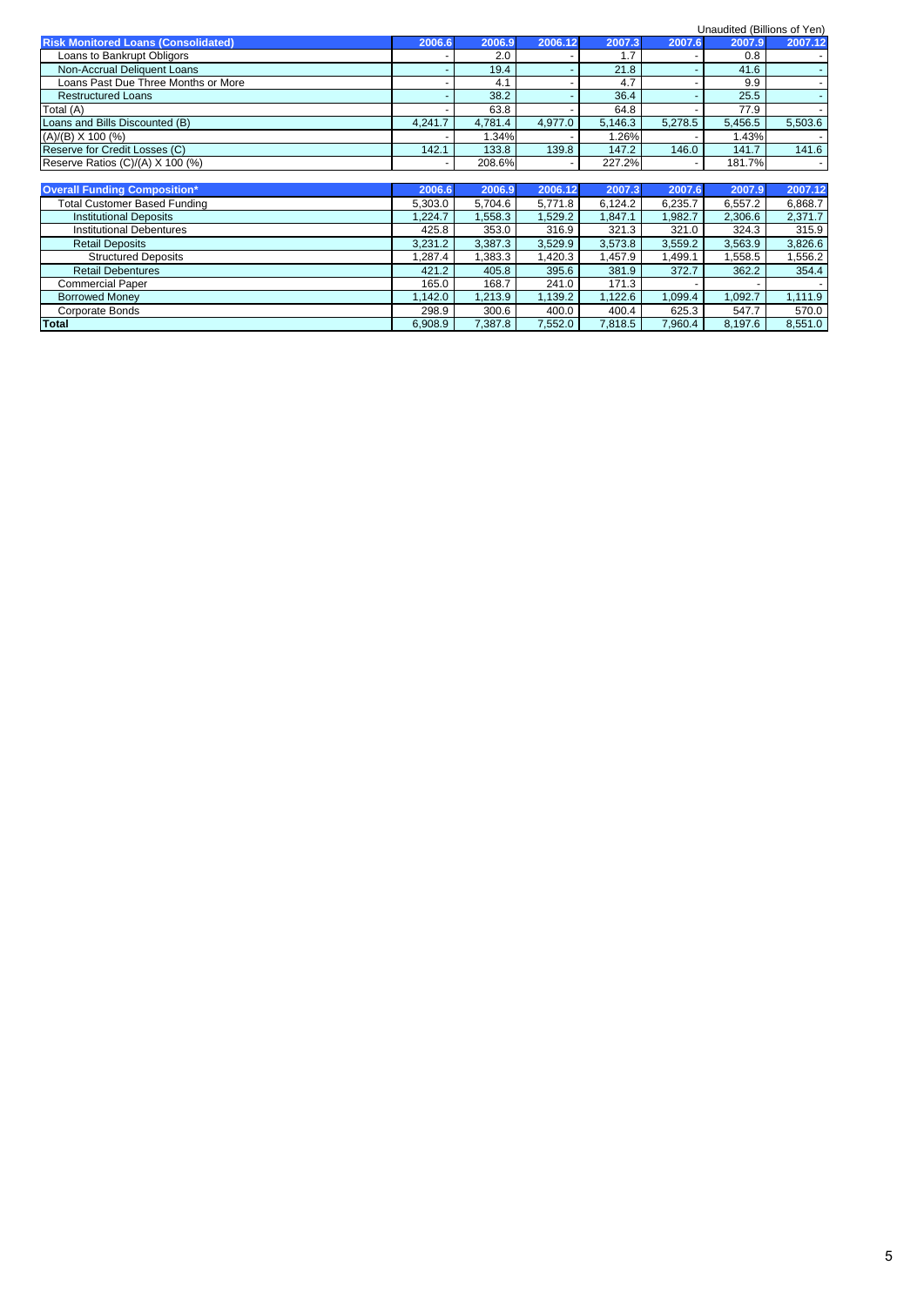Unaudited (Billions of Yen)

| Risk Monitored Loans (Consolidated) | 2006.6 | 2006.9 | 2006.12 | 2007.3 | 2007.6 | 2007.9 | 2007.12 |
|---|---|---|---|---|---|---|---|
| Loans to Bankrupt Obligors | - | 2.0 | - | 1.7 | - | 0.8 | - |
| Non-Accrual Deliquent Loans | - | 19.4 | - | 21.8 | - | 41.6 | - |
| Loans Past Due Three Months or More | - | 4.1 | - | 4.7 | - | 9.9 | - |
| Restructured Loans | - | 38.2 | - | 36.4 | - | 25.5 | - |
| Total (A) | - | 63.8 | - | 64.8 | - | 77.9 | - |
| Loans and Bills Discounted (B) | 4,241.7 | 4,781.4 | 4,977.0 | 5,146.3 | 5,278.5 | 5,456.5 | 5,503.6 |
| (A)/(B) X 100 (%) | - | 1.34% | - | 1.26% | - | 1.43% | - |
| Reserve for Credit Losses (C) | 142.1 | 133.8 | 139.8 | 147.2 | 146.0 | 141.7 | 141.6 |
| Reserve Ratios (C)/(A) X 100 (%) | - | 208.6% | - | 227.2% | - | 181.7% | - |

| Overall Funding Composition* | 2006.6 | 2006.9 | 2006.12 | 2007.3 | 2007.6 | 2007.9 | 2007.12 |
|---|---|---|---|---|---|---|---|
| Total Customer Based Funding | 5,303.0 | 5,704.6 | 5,771.8 | 6,124.2 | 6,235.7 | 6,557.2 | 6,868.7 |
| Institutional Deposits | 1,224.7 | 1,558.3 | 1,529.2 | 1,847.1 | 1,982.7 | 2,306.6 | 2,371.7 |
| Institutional Debentures | 425.8 | 353.0 | 316.9 | 321.3 | 321.0 | 324.3 | 315.9 |
| Retail Deposits | 3,231.2 | 3,387.3 | 3,529.9 | 3,573.8 | 3,559.2 | 3,563.9 | 3,826.6 |
| Structured Deposits | 1,287.4 | 1,383.3 | 1,420.3 | 1,457.9 | 1,499.1 | 1,558.5 | 1,556.2 |
| Retail Debentures | 421.2 | 405.8 | 395.6 | 381.9 | 372.7 | 362.2 | 354.4 |
| Commercial Paper | 165.0 | 168.7 | 241.0 | 171.3 | - | - | - |
| Borrowed Money | 1,142.0 | 1,213.9 | 1,139.2 | 1,122.6 | 1,099.4 | 1,092.7 | 1,111.9 |
| Corporate Bonds | 298.9 | 300.6 | 400.0 | 400.4 | 625.3 | 547.7 | 570.0 |
| **Total** | 6,908.9 | 7,387.8 | 7,552.0 | 7,818.5 | 7,960.4 | 8,197.6 | 8,551.0 |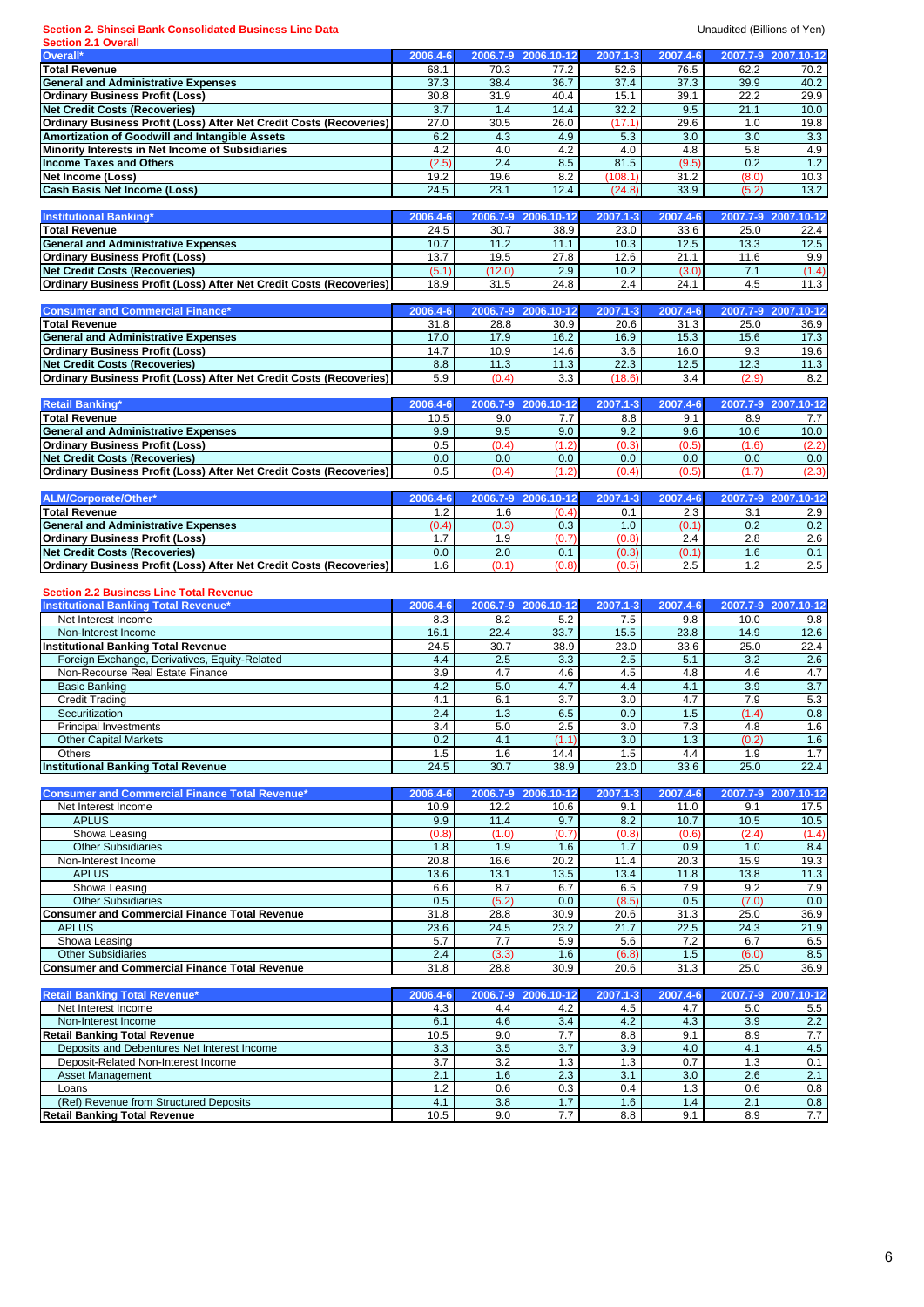## Section 2. Shinsei Bank Consolidated Business Line Data

Unaudited (Billions of Yen)

### Section 2.1 Overall

| Overall* | 2006.4-6 | 2006.7-9 | 2006.10-12 | 2007.1-3 | 2007.4-6 | 2007.7-9 | 2007.10-12 |
|---|---|---|---|---|---|---|---|
| Total Revenue | 68.1 | 70.3 | 77.2 | 52.6 | 76.5 | 62.2 | 70.2 |
| General and Administrative Expenses | 37.3 | 38.4 | 36.7 | 37.4 | 37.3 | 39.9 | 40.2 |
| Ordinary Business Profit (Loss) | 30.8 | 31.9 | 40.4 | 15.1 | 39.1 | 22.2 | 29.9 |
| Net Credit Costs (Recoveries) | 3.7 | 1.4 | 14.4 | 32.2 | 9.5 | 21.1 | 10.0 |
| Ordinary Business Profit (Loss) After Net Credit Costs (Recoveries) | 27.0 | 30.5 | 26.0 | (17.1) | 29.6 | 1.0 | 19.8 |
| Amortization of Goodwill and Intangible Assets | 6.2 | 4.3 | 4.9 | 5.3 | 3.0 | 3.0 | 3.3 |
| Minority Interests in Net Income of Subsidiaries | 4.2 | 4.0 | 4.2 | 4.0 | 4.8 | 5.8 | 4.9 |
| Income Taxes and Others | (2.5) | 2.4 | 8.5 | 81.5 | (9.5) | 0.2 | 1.2 |
| Net Income (Loss) | 19.2 | 19.6 | 8.2 | (108.1) | 31.2 | (8.0) | 10.3 |
| Cash Basis Net Income (Loss) | 24.5 | 23.1 | 12.4 | (24.8) | 33.9 | (5.2) | 13.2 |

| Institutional Banking* | 2006.4-6 | 2006.7-9 | 2006.10-12 | 2007.1-3 | 2007.4-6 | 2007.7-9 | 2007.10-12 |
|---|---|---|---|---|---|---|---|
| Total Revenue | 24.5 | 30.7 | 38.9 | 23.0 | 33.6 | 25.0 | 22.4 |
| General and Administrative Expenses | 10.7 | 11.2 | 11.1 | 10.3 | 12.5 | 13.3 | 12.5 |
| Ordinary Business Profit (Loss) | 13.7 | 19.5 | 27.8 | 12.6 | 21.1 | 11.6 | 9.9 |
| Net Credit Costs (Recoveries) | (5.1) | (12.0) | 2.9 | 10.2 | (3.0) | 7.1 | (1.4) |
| Ordinary Business Profit (Loss) After Net Credit Costs (Recoveries) | 18.9 | 31.5 | 24.8 | 2.4 | 24.1 | 4.5 | 11.3 |

| Consumer and Commercial Finance* | 2006.4-6 | 2006.7-9 | 2006.10-12 | 2007.1-3 | 2007.4-6 | 2007.7-9 | 2007.10-12 |
|---|---|---|---|---|---|---|---|
| Total Revenue | 31.8 | 28.8 | 30.9 | 20.6 | 31.3 | 25.0 | 36.9 |
| General and Administrative Expenses | 17.0 | 17.9 | 16.2 | 16.9 | 15.3 | 15.6 | 17.3 |
| Ordinary Business Profit (Loss) | 14.7 | 10.9 | 14.6 | 3.6 | 16.0 | 9.3 | 19.6 |
| Net Credit Costs (Recoveries) | 8.8 | 11.3 | 11.3 | 22.3 | 12.5 | 12.3 | 11.3 |
| Ordinary Business Profit (Loss) After Net Credit Costs (Recoveries) | 5.9 | (0.4) | 3.3 | (18.6) | 3.4 | (2.9) | 8.2 |

| Retail Banking* | 2006.4-6 | 2006.7-9 | 2006.10-12 | 2007.1-3 | 2007.4-6 | 2007.7-9 | 2007.10-12 |
|---|---|---|---|---|---|---|---|
| Total Revenue | 10.5 | 9.0 | 7.7 | 8.8 | 9.1 | 8.9 | 7.7 |
| General and Administrative Expenses | 9.9 | 9.5 | 9.0 | 9.2 | 9.6 | 10.6 | 10.0 |
| Ordinary Business Profit (Loss) | 0.5 | (0.4) | (1.2) | (0.3) | (0.5) | (1.6) | (2.2) |
| Net Credit Costs (Recoveries) | 0.0 | 0.0 | 0.0 | 0.0 | 0.0 | 0.0 | 0.0 |
| Ordinary Business Profit (Loss) After Net Credit Costs (Recoveries) | 0.5 | (0.4) | (1.2) | (0.4) | (0.5) | (1.7) | (2.3) |

| ALM/Corporate/Other* | 2006.4-6 | 2006.7-9 | 2006.10-12 | 2007.1-3 | 2007.4-6 | 2007.7-9 | 2007.10-12 |
|---|---|---|---|---|---|---|---|
| Total Revenue | 1.2 | 1.6 | (0.4) | 0.1 | 2.3 | 3.1 | 2.9 |
| General and Administrative Expenses | (0.4) | (0.3) | 0.3 | 1.0 | (0.1) | 0.2 | 0.2 |
| Ordinary Business Profit (Loss) | 1.7 | 1.9 | (0.7) | (0.8) | 2.4 | 2.8 | 2.6 |
| Net Credit Costs (Recoveries) | 0.0 | 2.0 | 0.1 | (0.3) | (0.1) | 1.6 | 0.1 |
| Ordinary Business Profit (Loss) After Net Credit Costs (Recoveries) | 1.6 | (0.1) | (0.8) | (0.5) | 2.5 | 1.2 | 2.5 |

### Section 2.2 Business Line Total Revenue

| Institutional Banking Total Revenue* | 2006.4-6 | 2006.7-9 | 2006.10-12 | 2007.1-3 | 2007.4-6 | 2007.7-9 | 2007.10-12 |
|---|---|---|---|---|---|---|---|
| Net Interest Income | 8.3 | 8.2 | 5.2 | 7.5 | 9.8 | 10.0 | 9.8 |
| Non-Interest Income | 16.1 | 22.4 | 33.7 | 15.5 | 23.8 | 14.9 | 12.6 |
| **Institutional Banking Total Revenue** | 24.5 | 30.7 | 38.9 | 23.0 | 33.6 | 25.0 | 22.4 |
| Foreign Exchange, Derivatives, Equity-Related | 4.4 | 2.5 | 3.3 | 2.5 | 5.1 | 3.2 | 2.6 |
| Non-Recourse Real Estate Finance | 3.9 | 4.7 | 4.6 | 4.5 | 4.8 | 4.6 | 4.7 |
| Basic Banking | 4.2 | 5.0 | 4.7 | 4.4 | 4.1 | 3.9 | 3.7 |
| Credit Trading | 4.1 | 6.1 | 3.7 | 3.0 | 4.7 | 7.9 | 5.3 |
| Securitization | 2.4 | 1.3 | 6.5 | 0.9 | 1.5 | (1.4) | 0.8 |
| Principal Investments | 3.4 | 5.0 | 2.5 | 3.0 | 7.3 | 4.8 | 1.6 |
| Other Capital Markets | 0.2 | 4.1 | (1.1) | 3.0 | 1.3 | (0.2) | 1.6 |
| Others | 1.5 | 1.6 | 14.4 | 1.5 | 4.4 | 1.9 | 1.7 |
| **Institutional Banking Total Revenue** | 24.5 | 30.7 | 38.9 | 23.0 | 33.6 | 25.0 | 22.4 |

| Consumer and Commercial Finance Total Revenue* | 2006.4-6 | 2006.7-9 | 2006.10-12 | 2007.1-3 | 2007.4-6 | 2007.7-9 | 2007.10-12 |
|---|---|---|---|---|---|---|---|
| Net Interest Income | 10.9 | 12.2 | 10.6 | 9.1 | 11.0 | 9.1 | 17.5 |
| APLUS | 9.9 | 11.4 | 9.7 | 8.2 | 10.7 | 10.5 | 10.5 |
| Showa Leasing | (0.8) | (1.0) | (0.7) | (0.8) | (0.6) | (2.4) | (1.4) |
| Other Subsidiaries | 1.8 | 1.9 | 1.6 | 1.7 | 0.9 | 1.0 | 8.4 |
| Non-Interest Income | 20.8 | 16.6 | 20.2 | 11.4 | 20.3 | 15.9 | 19.3 |
| APLUS | 13.6 | 13.1 | 13.5 | 13.4 | 11.8 | 13.8 | 11.3 |
| Showa Leasing | 6.6 | 8.7 | 6.7 | 6.5 | 7.9 | 9.2 | 7.9 |
| Other Subsidiaries | 0.5 | (5.2) | 0.0 | (8.5) | 0.5 | (7.0) | 0.0 |
| **Consumer and Commercial Finance Total Revenue** | 31.8 | 28.8 | 30.9 | 20.6 | 31.3 | 25.0 | 36.9 |
| APLUS | 23.6 | 24.5 | 23.2 | 21.7 | 22.5 | 24.3 | 21.9 |
| Showa Leasing | 5.7 | 7.7 | 5.9 | 5.6 | 7.2 | 6.7 | 6.5 |
| Other Subsidiaries | 2.4 | (3.3) | 1.6 | (6.8) | 1.5 | (6.0) | 8.5 |
| **Consumer and Commercial Finance Total Revenue** | 31.8 | 28.8 | 30.9 | 20.6 | 31.3 | 25.0 | 36.9 |

| Retail Banking Total Revenue* | 2006.4-6 | 2006.7-9 | 2006.10-12 | 2007.1-3 | 2007.4-6 | 2007.7-9 | 2007.10-12 |
|---|---|---|---|---|---|---|---|
| Net Interest Income | 4.3 | 4.4 | 4.2 | 4.5 | 4.7 | 5.0 | 5.5 |
| Non-Interest Income | 6.1 | 4.6 | 3.4 | 4.2 | 4.3 | 3.9 | 2.2 |
| **Retail Banking Total Revenue** | 10.5 | 9.0 | 7.7 | 8.8 | 9.1 | 8.9 | 7.7 |
| Deposits and Debentures Net Interest Income | 3.3 | 3.5 | 3.7 | 3.9 | 4.0 | 4.1 | 4.5 |
| Deposit-Related Non-Interest Income | 3.7 | 3.2 | 1.3 | 1.3 | 0.7 | 1.3 | 0.1 |
| Asset Management | 2.1 | 1.6 | 2.3 | 3.1 | 3.0 | 2.6 | 2.1 |
| Loans | 1.2 | 0.6 | 0.3 | 0.4 | 1.3 | 0.6 | 0.8 |
| (Ref) Revenue from Structured Deposits | 4.1 | 3.8 | 1.7 | 1.6 | 1.4 | 2.1 | 0.8 |
| **Retail Banking Total Revenue** | 10.5 | 9.0 | 7.7 | 8.8 | 9.1 | 8.9 | 7.7 |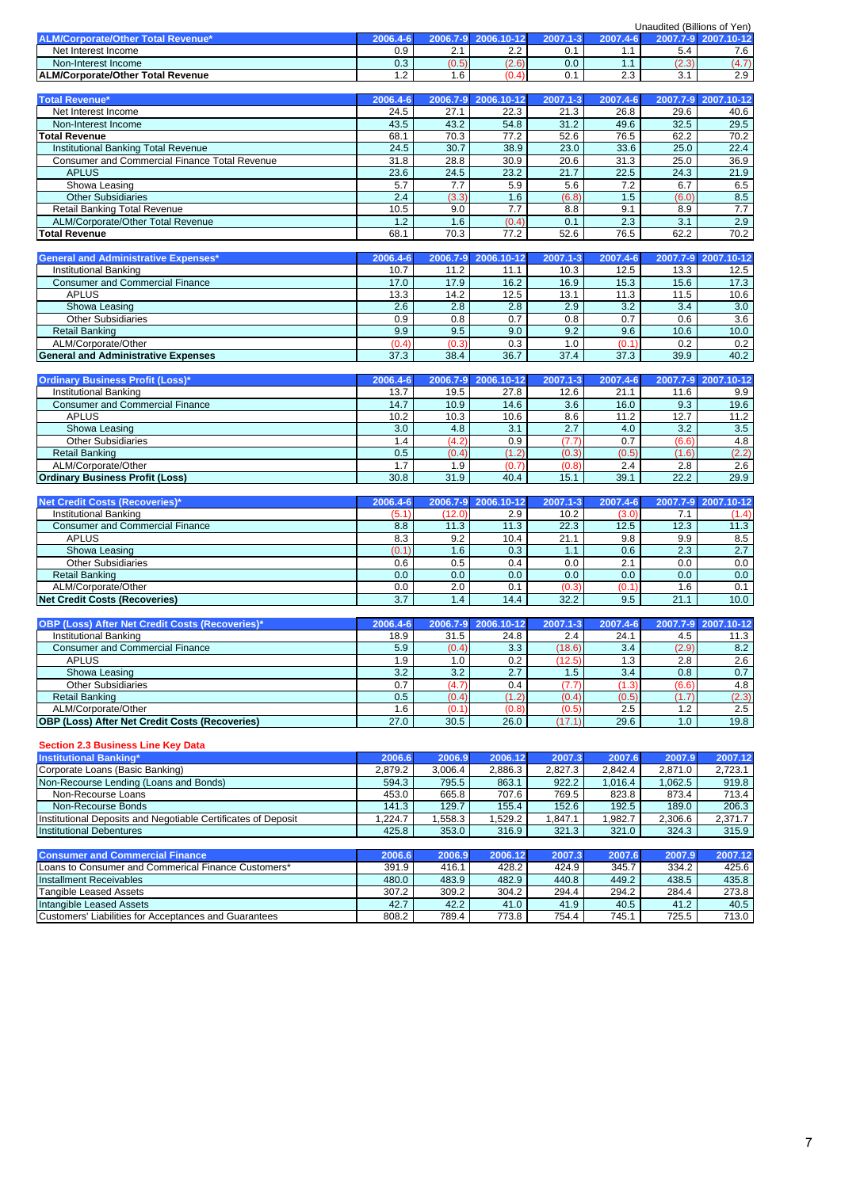Unaudited (Billions of Yen)

| ALM/Corporate/Other Total Revenue* | 2006.4-6 | 2006.7-9 | 2006.10-12 | 2007.1-3 | 2007.4-6 | 2007.7-9 | 2007.10-12 |
|---|---|---|---|---|---|---|---|
| Net Interest Income | 0.9 | 2.1 | 2.2 | 0.1 | 1.1 | 5.4 | 7.6 |
| Non-Interest Income | 0.3 | (0.5) | (2.6) | 0.0 | 1.1 | (2.3) | (4.7) |
| **ALM/Corporate/Other Total Revenue** | 1.2 | 1.6 | (0.4) | 0.1 | 2.3 | 3.1 | 2.9 |

| Total Revenue* | 2006.4-6 | 2006.7-9 | 2006.10-12 | 2007.1-3 | 2007.4-6 | 2007.7-9 | 2007.10-12 |
|---|---|---|---|---|---|---|---|
| Net Interest Income | 24.5 | 27.1 | 22.3 | 21.3 | 26.8 | 29.6 | 40.6 |
| Non-Interest Income | 43.5 | 43.2 | 54.8 | 31.2 | 49.6 | 32.5 | 29.5 |
| **Total Revenue** | 68.1 | 70.3 | 77.2 | 52.6 | 76.5 | 62.2 | 70.2 |
| Institutional Banking Total Revenue | 24.5 | 30.7 | 38.9 | 23.0 | 33.6 | 25.0 | 22.4 |
| Consumer and Commercial Finance Total Revenue | 31.8 | 28.8 | 30.9 | 20.6 | 31.3 | 25.0 | 36.9 |
| APLUS | 23.6 | 24.5 | 23.2 | 21.7 | 22.5 | 24.3 | 21.9 |
| Showa Leasing | 5.7 | 7.7 | 5.9 | 5.6 | 7.2 | 6.7 | 6.5 |
| Other Subsidiaries | 2.4 | (3.3) | 1.6 | (6.8) | 1.5 | (6.0) | 8.5 |
| Retail Banking Total Revenue | 10.5 | 9.0 | 7.7 | 8.8 | 9.1 | 8.9 | 7.7 |
| ALM/Corporate/Other Total Revenue | 1.2 | 1.6 | (0.4) | 0.1 | 2.3 | 3.1 | 2.9 |
| **Total Revenue** | 68.1 | 70.3 | 77.2 | 52.6 | 76.5 | 62.2 | 70.2 |

| General and Administrative Expenses* | 2006.4-6 | 2006.7-9 | 2006.10-12 | 2007.1-3 | 2007.4-6 | 2007.7-9 | 2007.10-12 |
|---|---|---|---|---|---|---|---|
| Institutional Banking | 10.7 | 11.2 | 11.1 | 10.3 | 12.5 | 13.3 | 12.5 |
| Consumer and Commercial Finance | 17.0 | 17.9 | 16.2 | 16.9 | 15.3 | 15.6 | 17.3 |
| APLUS | 13.3 | 14.2 | 12.5 | 13.1 | 11.3 | 11.5 | 10.6 |
| Showa Leasing | 2.6 | 2.8 | 2.8 | 2.9 | 3.2 | 3.4 | 3.0 |
| Other Subsidiaries | 0.9 | 0.8 | 0.7 | 0.8 | 0.7 | 0.6 | 3.6 |
| Retail Banking | 9.9 | 9.5 | 9.0 | 9.2 | 9.6 | 10.6 | 10.0 |
| ALM/Corporate/Other | (0.4) | (0.3) | 0.3 | 1.0 | (0.1) | 0.2 | 0.2 |
| **General and Administrative Expenses** | 37.3 | 38.4 | 36.7 | 37.4 | 37.3 | 39.9 | 40.2 |

| Ordinary Business Profit (Loss)* | 2006.4-6 | 2006.7-9 | 2006.10-12 | 2007.1-3 | 2007.4-6 | 2007.7-9 | 2007.10-12 |
|---|---|---|---|---|---|---|---|
| Institutional Banking | 13.7 | 19.5 | 27.8 | 12.6 | 21.1 | 11.6 | 9.9 |
| Consumer and Commercial Finance | 14.7 | 10.9 | 14.6 | 3.6 | 16.0 | 9.3 | 19.6 |
| APLUS | 10.2 | 10.3 | 10.6 | 8.6 | 11.2 | 12.7 | 11.2 |
| Showa Leasing | 3.0 | 4.8 | 3.1 | 2.7 | 4.0 | 3.2 | 3.5 |
| Other Subsidiaries | 1.4 | (4.2) | 0.9 | (7.7) | 0.7 | (6.6) | 4.8 |
| Retail Banking | 0.5 | (0.4) | (1.2) | (0.3) | (0.5) | (1.6) | (2.2) |
| ALM/Corporate/Other | 1.7 | 1.9 | (0.7) | (0.8) | 2.4 | 2.8 | 2.6 |
| **Ordinary Business Profit (Loss)** | 30.8 | 31.9 | 40.4 | 15.1 | 39.1 | 22.2 | 29.9 |

| Net Credit Costs (Recoveries)* | 2006.4-6 | 2006.7-9 | 2006.10-12 | 2007.1-3 | 2007.4-6 | 2007.7-9 | 2007.10-12 |
|---|---|---|---|---|---|---|---|
| Institutional Banking | (5.1) | (12.0) | 2.9 | 10.2 | (3.0) | 7.1 | (1.4) |
| Consumer and Commercial Finance | 8.8 | 11.3 | 11.3 | 22.3 | 12.5 | 12.3 | 11.3 |
| APLUS | 8.3 | 9.2 | 10.4 | 21.1 | 9.8 | 9.9 | 8.5 |
| Showa Leasing | (0.1) | 1.6 | 0.3 | 1.1 | 0.6 | 2.3 | 2.7 |
| Other Subsidiaries | 0.6 | 0.5 | 0.4 | 0.0 | 2.1 | 0.0 | 0.0 |
| Retail Banking | 0.0 | 0.0 | 0.0 | 0.0 | 0.0 | 0.0 | 0.0 |
| ALM/Corporate/Other | 0.0 | 2.0 | 0.1 | (0.3) | (0.1) | 1.6 | 0.1 |
| **Net Credit Costs (Recoveries)** | 3.7 | 1.4 | 14.4 | 32.2 | 9.5 | 21.1 | 10.0 |

| OBP (Loss) After Net Credit Costs (Recoveries)* | 2006.4-6 | 2006.7-9 | 2006.10-12 | 2007.1-3 | 2007.4-6 | 2007.7-9 | 2007.10-12 |
|---|---|---|---|---|---|---|---|
| Institutional Banking | 18.9 | 31.5 | 24.8 | 2.4 | 24.1 | 4.5 | 11.3 |
| Consumer and Commercial Finance | 5.9 | (0.4) | 3.3 | (18.6) | 3.4 | (2.9) | 8.2 |
| APLUS | 1.9 | 1.0 | 0.2 | (12.5) | 1.3 | 2.8 | 2.6 |
| Showa Leasing | 3.2 | 3.2 | 2.7 | 1.5 | 3.4 | 0.8 | 0.7 |
| Other Subsidiaries | 0.7 | (4.7) | 0.4 | (7.7) | (1.3) | (6.6) | 4.8 |
| Retail Banking | 0.5 | (0.4) | (1.2) | (0.4) | (0.5) | (1.7) | (2.3) |
| ALM/Corporate/Other | 1.6 | (0.1) | (0.8) | (0.5) | 2.5 | 1.2 | 2.5 |
| **OBP (Loss) After Net Credit Costs (Recoveries)** | 27.0 | 30.5 | 26.0 | (17.1) | 29.6 | 1.0 | 19.8 |

## Section 2.3 Business Line Key Data

| Institutional Banking* | 2006.6 | 2006.9 | 2006.12 | 2007.3 | 2007.6 | 2007.9 | 2007.12 |
|---|---|---|---|---|---|---|---|
| Corporate Loans (Basic Banking) | 2,879.2 | 3,006.4 | 2,886.3 | 2,827.3 | 2,842.4 | 2,871.0 | 2,723.1 |
| Non-Recourse Lending (Loans and Bonds) | 594.3 | 795.5 | 863.1 | 922.2 | 1,016.4 | 1,062.5 | 919.8 |
| Non-Recourse Loans | 453.0 | 665.8 | 707.6 | 769.5 | 823.8 | 873.4 | 713.4 |
| Non-Recourse Bonds | 141.3 | 129.7 | 155.4 | 152.6 | 192.5 | 189.0 | 206.3 |
| Institutional Deposits and Negotiable Certificates of Deposit | 1,224.7 | 1,558.3 | 1,529.2 | 1,847.1 | 1,982.7 | 2,306.6 | 2,371.7 |
| Institutional Debentures | 425.8 | 353.0 | 316.9 | 321.3 | 321.0 | 324.3 | 315.9 |

| Consumer and Commercial Finance | 2006.6 | 2006.9 | 2006.12 | 2007.3 | 2007.6 | 2007.9 | 2007.12 |
|---|---|---|---|---|---|---|---|
| Loans to Consumer and Commerical Finance Customers* | 391.9 | 416.1 | 428.2 | 424.9 | 345.7 | 334.2 | 425.6 |
| Installment Receivables | 480.0 | 483.9 | 482.9 | 440.8 | 449.2 | 438.5 | 435.8 |
| Tangible Leased Assets | 307.2 | 309.2 | 304.2 | 294.4 | 294.2 | 284.4 | 273.8 |
| Intangible Leased Assets | 42.7 | 42.2 | 41.0 | 41.9 | 40.5 | 41.2 | 40.5 |
| Customers' Liabilities for Acceptances and Guarantees | 808.2 | 789.4 | 773.8 | 754.4 | 745.1 | 725.5 | 713.0 |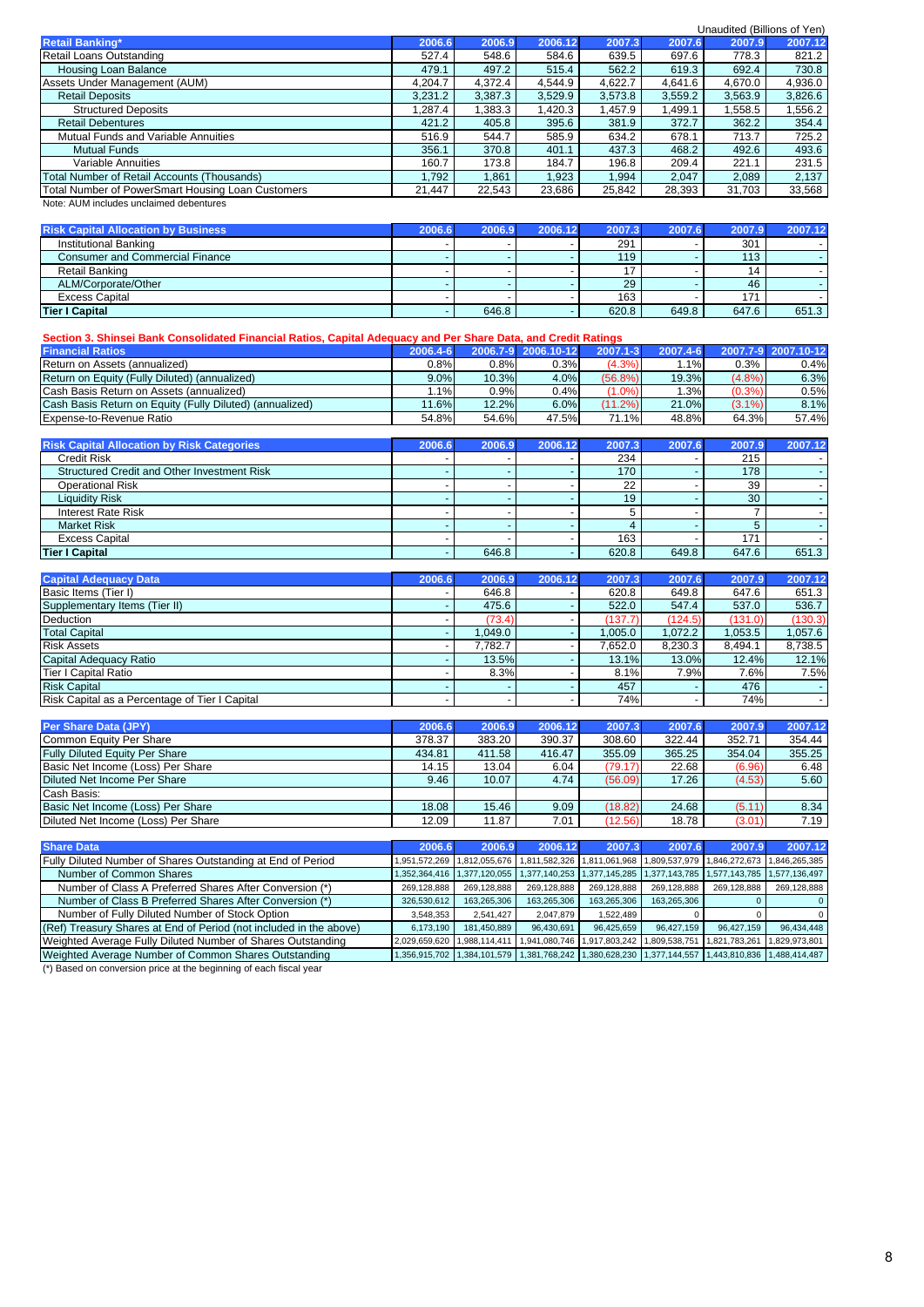Unaudited (Billions of Yen)

| Retail Banking* | 2006.6 | 2006.9 | 2006.12 | 2007.3 | 2007.6 | 2007.9 | 2007.12 |
|---|---|---|---|---|---|---|---|
| Retail Loans Outstanding | 527.4 | 548.6 | 584.6 | 639.5 | 697.6 | 778.3 | 821.2 |
| Housing Loan Balance | 479.1 | 497.2 | 515.4 | 562.2 | 619.3 | 692.4 | 730.8 |
| Assets Under Management (AUM) | 4,204.7 | 4,372.4 | 4,544.9 | 4,622.7 | 4,641.6 | 4,670.0 | 4,936.0 |
| Retail Deposits | 3,231.2 | 3,387.3 | 3,529.9 | 3,573.8 | 3,559.2 | 3,563.9 | 3,826.6 |
| Structured Deposits | 1,287.4 | 1,383.3 | 1,420.3 | 1,457.9 | 1,499.1 | 1,558.5 | 1,556.2 |
| Retail Debentures | 421.2 | 405.8 | 395.6 | 381.9 | 372.7 | 362.2 | 354.4 |
| Mutual Funds and Variable Annuities | 516.9 | 544.7 | 585.9 | 634.2 | 678.1 | 713.7 | 725.2 |
| Mutual Funds | 356.1 | 370.8 | 401.1 | 437.3 | 468.2 | 492.6 | 493.6 |
| Variable Annuities | 160.7 | 173.8 | 184.7 | 196.8 | 209.4 | 221.1 | 231.5 |
| Total Number of Retail Accounts (Thousands) | 1,792 | 1,861 | 1,923 | 1,994 | 2,047 | 2,089 | 2,137 |
| Total Number of PowerSmart Housing Loan Customers | 21,447 | 22,543 | 23,686 | 25,842 | 28,393 | 31,703 | 33,568 |

Note: AUM includes unclaimed debentures

| Risk Capital Allocation by Business | 2006.6 | 2006.9 | 2006.12 | 2007.3 | 2007.6 | 2007.9 | 2007.12 |
|---|---|---|---|---|---|---|---|
| Institutional Banking | - | - | - | 291 | - | 301 | - |
| Consumer and Commercial Finance | - | - | - | 119 | - | 113 | - |
| Retail Banking | - | - | - | 17 | - | 14 | - |
| ALM/Corporate/Other | - | - | - | 29 | - | 46 | - |
| Excess Capital | - | - | - | 163 | - | 171 | - |
| **Tier I Capital** | - | 646.8 | - | 620.8 | 649.8 | 647.6 | 651.3 |

## Section 3. Shinsei Bank Consolidated Financial Ratios, Capital Adequacy and Per Share Data, and Credit Ratings

| Financial Ratios | 2006.4-6 | 2006.7-9 | 2006.10-12 | 2007.1-3 | 2007.4-6 | 2007.7-9 | 2007.10-12 |
|---|---|---|---|---|---|---|---|
| Return on Assets (annualized) | 0.8% | 0.8% | 0.3% | (4.3%) | 1.1% | 0.3% | 0.4% |
| Return on Equity (Fully Diluted) (annualized) | 9.0% | 10.3% | 4.0% | (56.8%) | 19.3% | (4.8%) | 6.3% |
| Cash Basis Return on Assets (annualized) | 1.1% | 0.9% | 0.4% | (1.0%) | 1.3% | (0.3%) | 0.5% |
| Cash Basis Return on Equity (Fully Diluted) (annualized) | 11.6% | 12.2% | 6.0% | (11.2%) | 21.0% | (3.1%) | 8.1% |
| Expense-to-Revenue Ratio | 54.8% | 54.6% | 47.5% | 71.1% | 48.8% | 64.3% | 57.4% |

| Risk Capital Allocation by Risk Categories | 2006.6 | 2006.9 | 2006.12 | 2007.3 | 2007.6 | 2007.9 | 2007.12 |
|---|---|---|---|---|---|---|---|
| Credit Risk | - | - | - | 234 | - | 215 | - |
| Structured Credit and Other Investment Risk | - | - | - | 170 | - | 178 | - |
| Operational Risk | - | - | - | 22 | - | 39 | - |
| Liquidity Risk | - | - | - | 19 | - | 30 | - |
| Interest Rate Risk | - | - | - | 5 | - | 7 | - |
| Market Risk | - | - | - | 4 | - | 5 | - |
| Excess Capital | - | - | - | 163 | - | 171 | - |
| **Tier I Capital** | - | 646.8 | - | 620.8 | 649.8 | 647.6 | 651.3 |

| Capital Adequacy Data | 2006.6 | 2006.9 | 2006.12 | 2007.3 | 2007.6 | 2007.9 | 2007.12 |
|---|---|---|---|---|---|---|---|
| Basic Items (Tier I) | - | 646.8 | - | 620.8 | 649.8 | 647.6 | 651.3 |
| Supplementary Items (Tier II) | - | 475.6 | - | 522.0 | 547.4 | 537.0 | 536.7 |
| Deduction | - | (73.4) | - | (137.7) | (124.5) | (131.0) | (130.3) |
| Total Capital | - | 1,049.0 | - | 1,005.0 | 1,072.2 | 1,053.5 | 1,057.6 |
| Risk Assets | - | 7,782.7 | - | 7,652.0 | 8,230.3 | 8,494.1 | 8,738.5 |
| Capital Adequacy Ratio | - | 13.5% | - | 13.1% | 13.0% | 12.4% | 12.1% |
| Tier I Capital Ratio | - | 8.3% | - | 8.1% | 7.9% | 7.6% | 7.5% |
| Risk Capital | - | - | - | 457 | - | 476 | - |
| Risk Capital as a Percentage of Tier I Capital | - | - | - | 74% | - | 74% | - |

| Per Share Data (JPY) | 2006.6 | 2006.9 | 2006.12 | 2007.3 | 2007.6 | 2007.9 | 2007.12 |
|---|---|---|---|---|---|---|---|
| Common Equity Per Share | 378.37 | 383.20 | 390.37 | 308.60 | 322.44 | 352.71 | 354.44 |
| Fully Diluted Equity Per Share | 434.81 | 411.58 | 416.47 | 355.09 | 365.25 | 354.04 | 355.25 |
| Basic Net Income (Loss) Per Share | 14.15 | 13.04 | 6.04 | (79.17) | 22.68 | (6.96) | 6.48 |
| Diluted Net Income Per Share | 9.46 | 10.07 | 4.74 | (56.09) | 17.26 | (4.53) | 5.60 |
| Cash Basis: | | | | | | | |
| Basic Net Income (Loss) Per Share | 18.08 | 15.46 | 9.09 | (18.82) | 24.68 | (5.11) | 8.34 |
| Diluted Net Income (Loss) Per Share | 12.09 | 11.87 | 7.01 | (12.56) | 18.78 | (3.01) | 7.19 |

| Share Data | 2006.6 | 2006.9 | 2006.12 | 2007.3 | 2007.6 | 2007.9 | 2007.12 |
|---|---|---|---|---|---|---|---|
| Fully Diluted Number of Shares Outstanding at End of Period | 1,951,572,269 | 1,812,055,676 | 1,811,582,326 | 1,811,061,968 | 1,809,537,979 | 1,846,272,673 | 1,846,265,385 |
| Number of Common Shares | 1,352,364,416 | 1,377,120,055 | 1,377,140,253 | 1,377,145,285 | 1,377,143,785 | 1,577,143,785 | 1,577,136,497 |
| Number of Class A Preferred Shares After Conversion (*) | 269,128,888 | 269,128,888 | 269,128,888 | 269,128,888 | 269,128,888 | 269,128,888 | 269,128,888 |
| Number of Class B Preferred Shares After Conversion (*) | 326,530,612 | 163,265,306 | 163,265,306 | 163,265,306 | 163,265,306 | 0 | 0 |
| Number of Fully Diluted Number of Stock Option | 3,548,353 | 2,541,427 | 2,047,879 | 1,522,489 | 0 | 0 | 0 |
| (Ref) Treasury Shares at End of Period (not included in the above) | 6,173,190 | 181,450,889 | 96,430,691 | 96,425,659 | 96,427,159 | 96,427,159 | 96,434,448 |
| Weighted Average Fully Diluted Number of Shares Outstanding | 2,029,659,620 | 1,988,114,411 | 1,941,080,746 | 1,917,803,242 | 1,809,538,751 | 1,821,783,261 | 1,829,973,801 |
| Weighted Average Number of Common Shares Outstanding | 1,356,915,702 | 1,384,101,579 | 1,381,768,242 | 1,380,628,230 | 1,377,144,557 | 1,443,810,836 | 1,488,414,487 |

(*) Based on conversion price at the beginning of each fiscal year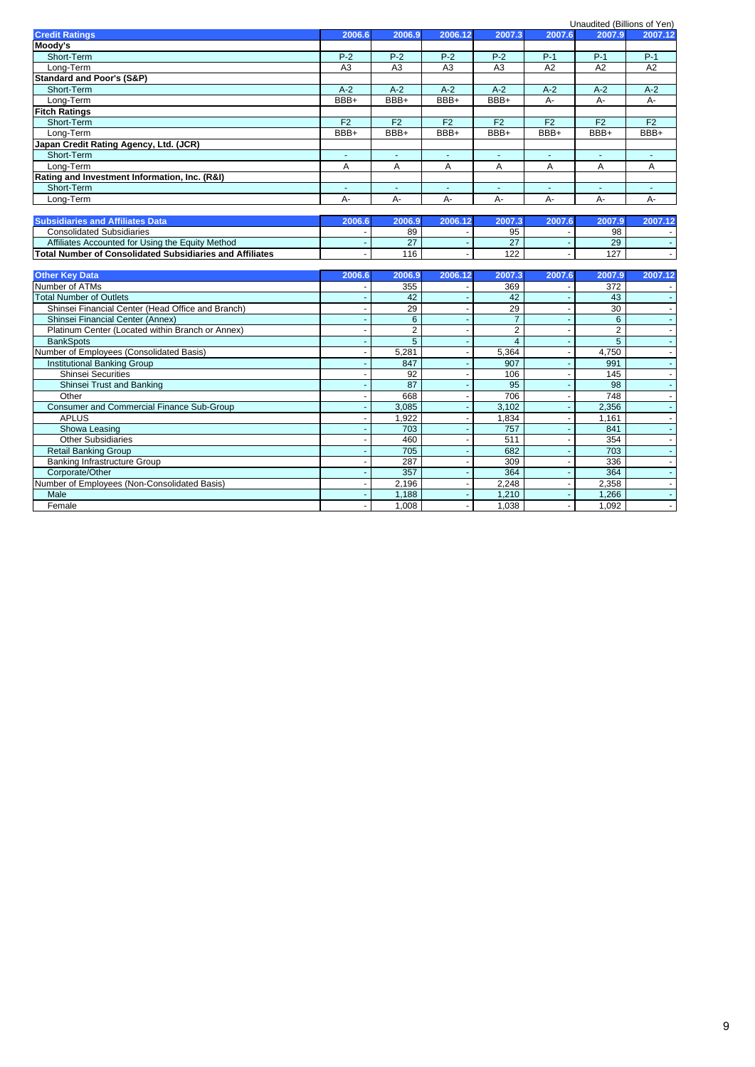Unaudited (Billions of Yen)

| Credit Ratings | 2006.6 | 2006.9 | 2006.12 | 2007.3 | 2007.6 | 2007.9 | 2007.12 |
|---|---|---|---|---|---|---|---|
| **Moody's** | | | | | | | |
| Short-Term | P-2 | P-2 | P-2 | P-2 | P-1 | P-1 | P-1 |
| Long-Term | A3 | A3 | A3 | A3 | A2 | A2 | A2 |
| **Standard and Poor's (S&P)** | | | | | | | |
| Short-Term | A-2 | A-2 | A-2 | A-2 | A-2 | A-2 | A-2 |
| Long-Term | BBB+ | BBB+ | BBB+ | BBB+ | A- | A- | A- |
| **Fitch Ratings** | | | | | | | |
| Short-Term | F2 | F2 | F2 | F2 | F2 | F2 | F2 |
| Long-Term | BBB+ | BBB+ | BBB+ | BBB+ | BBB+ | BBB+ | BBB+ |
| **Japan Credit Rating Agency, Ltd. (JCR)** | | | | | | | |
| Short-Term | - | - | - | - | - | - | - |
| Long-Term | A | A | A | A | A | A | A |
| **Rating and Investment Information, Inc. (R&I)** | | | | | | | |
| Short-Term | - | - | - | - | - | - | - |
| Long-Term | A- | A- | A- | A- | A- | A- | A- |

| Subsidiaries and Affiliates Data | 2006.6 | 2006.9 | 2006.12 | 2007.3 | 2007.6 | 2007.9 | 2007.12 |
|---|---|---|---|---|---|---|---|
| Consolidated Subsidiaries | - | 89 | - | 95 | - | 98 | - |
| Affiliates Accounted for Using the Equity Method | - | 27 | - | 27 | - | 29 | - |
| **Total Number of Consolidated Subsidiaries and Affiliates** | - | 116 | - | 122 | - | 127 | - |

| Other Key Data | 2006.6 | 2006.9 | 2006.12 | 2007.3 | 2007.6 | 2007.9 | 2007.12 |
|---|---|---|---|---|---|---|---|
| Number of ATMs | - | 355 | - | 369 | - | 372 | - |
| Total Number of Outlets | - | 42 | - | 42 | - | 43 | - |
| Shinsei Financial Center (Head Office and Branch) | - | 29 | - | 29 | - | 30 | - |
| Shinsei Financial Center (Annex) | - | 6 | - | 7 | - | 6 | - |
| Platinum Center (Located within Branch or Annex) | - | 2 | - | 2 | - | 2 | - |
| BankSpots | - | 5 | - | 4 | - | 5 | - |
| Number of Employees (Consolidated Basis) | - | 5,281 | - | 5,364 | - | 4,750 | - |
| Institutional Banking Group | - | 847 | - | 907 | - | 991 | - |
| Shinsei Securities | - | 92 | - | 106 | - | 145 | - |
| Shinsei Trust and Banking | - | 87 | - | 95 | - | 98 | - |
| Other | - | 668 | - | 706 | - | 748 | - |
| Consumer and Commercial Finance Sub-Group | - | 3,085 | - | 3,102 | - | 2,356 | - |
| APLUS | - | 1,922 | - | 1,834 | - | 1,161 | - |
| Showa Leasing | - | 703 | - | 757 | - | 841 | - |
| Other Subsidiaries | - | 460 | - | 511 | - | 354 | - |
| Retail Banking Group | - | 705 | - | 682 | - | 703 | - |
| Banking Infrastructure Group | - | 287 | - | 309 | - | 336 | - |
| Corporate/Other | - | 357 | - | 364 | - | 364 | - |
| Number of Employees (Non-Consolidated Basis) | - | 2,196 | - | 2,248 | - | 2,358 | - |
| Male | - | 1,188 | - | 1,210 | - | 1,266 | - |
| Female | - | 1,008 | - | 1,038 | - | 1,092 | - |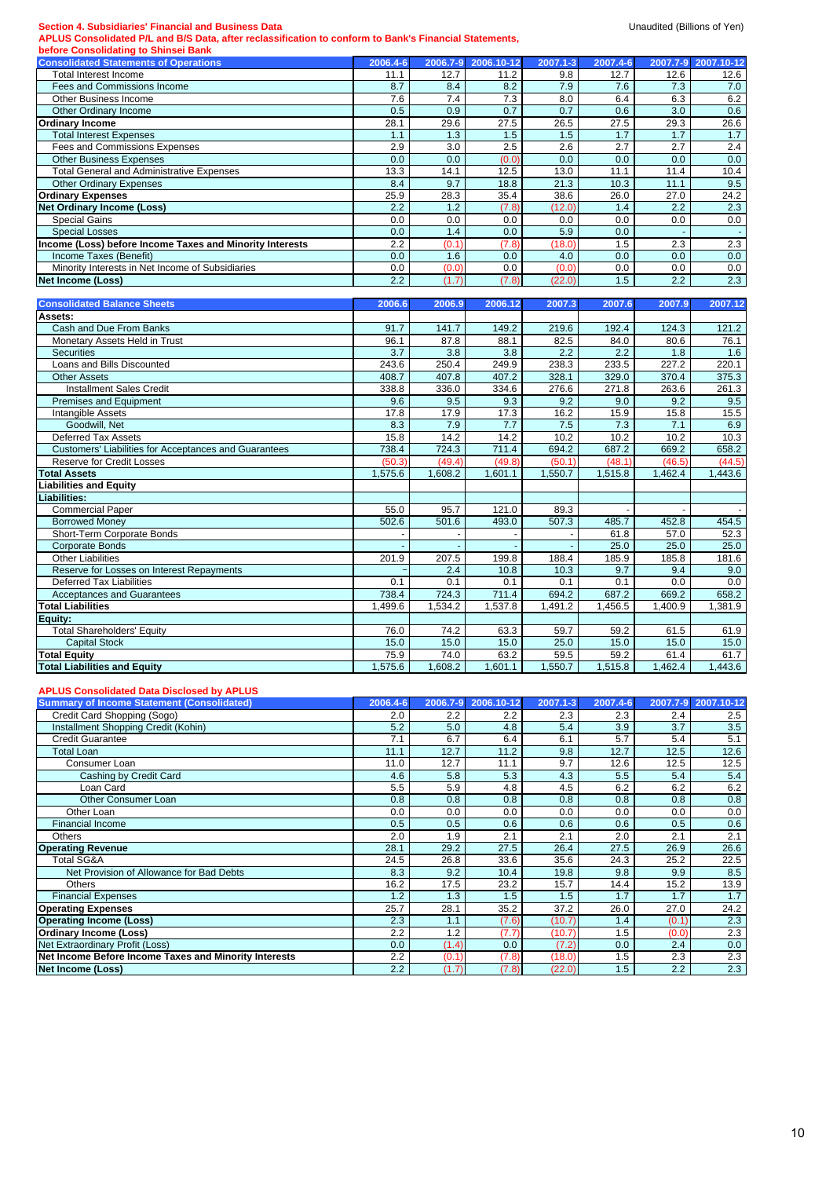**Section 4. Subsidiaries' Financial and Business Data**

Unaudited (Billions of Yen)

**APLUS Consolidated P/L and B/S Data, after reclassification to conform to Bank's Financial Statements, before Consolidating to Shinsei Bank**

| Consolidated Statements of Operations | 2006.4-6 | 2006.7-9 | 2006.10-12 | 2007.1-3 | 2007.4-6 | 2007.7-9 | 2007.10-12 |
|---|---|---|---|---|---|---|---|
| Total Interest Income | 11.1 | 12.7 | 11.2 | 9.8 | 12.7 | 12.6 | 12.6 |
| Fees and Commissions Income | 8.7 | 8.4 | 8.2 | 7.9 | 7.6 | 7.3 | 7.0 |
| Other Business Income | 7.6 | 7.4 | 7.3 | 8.0 | 6.4 | 6.3 | 6.2 |
| Other Ordinary Income | 0.5 | 0.9 | 0.7 | 0.7 | 0.6 | 3.0 | 0.6 |
| **Ordinary Income** | 28.1 | 29.6 | 27.5 | 26.5 | 27.5 | 29.3 | 26.6 |
| Total Interest Expenses | 1.1 | 1.3 | 1.5 | 1.5 | 1.7 | 1.7 | 1.7 |
| Fees and Commissions Expenses | 2.9 | 3.0 | 2.5 | 2.6 | 2.7 | 2.7 | 2.4 |
| Other Business Expenses | 0.0 | 0.0 | (0.0) | 0.0 | 0.0 | 0.0 | 0.0 |
| Total General and Administrative Expenses | 13.3 | 14.1 | 12.5 | 13.0 | 11.1 | 11.4 | 10.4 |
| Other Ordinary Expenses | 8.4 | 9.7 | 18.8 | 21.3 | 10.3 | 11.1 | 9.5 |
| **Ordinary Expenses** | 25.9 | 28.3 | 35.4 | 38.6 | 26.0 | 27.0 | 24.2 |
| **Net Ordinary Income (Loss)** | 2.2 | 1.2 | (7.8) | (12.0) | 1.4 | 2.2 | 2.3 |
| Special Gains | 0.0 | 0.0 | 0.0 | 0.0 | 0.0 | 0.0 | 0.0 |
| Special Losses | 0.0 | 1.4 | 0.0 | 5.9 | 0.0 | - | - |
| **Income (Loss) before Income Taxes and Minority Interests** | 2.2 | (0.1) | (7.8) | (18.0) | 1.5 | 2.3 | 2.3 |
| Income Taxes (Benefit) | 0.0 | 1.6 | 0.0 | 4.0 | 0.0 | 0.0 | 0.0 |
| Minority Interests in Net Income of Subsidiaries | 0.0 | (0.0) | 0.0 | (0.0) | 0.0 | 0.0 | 0.0 |
| **Net Income (Loss)** | 2.2 | (1.7) | (7.8) | (22.0) | 1.5 | 2.2 | 2.3 |

| Consolidated Balance Sheets | 2006.6 | 2006.9 | 2006.12 | 2007.3 | 2007.6 | 2007.9 | 2007.12 |
|---|---|---|---|---|---|---|---|
| **Assets:** | | | | | | | |
| Cash and Due From Banks | 91.7 | 141.7 | 149.2 | 219.6 | 192.4 | 124.3 | 121.2 |
| Monetary Assets Held in Trust | 96.1 | 87.8 | 88.1 | 82.5 | 84.0 | 80.6 | 76.1 |
| Securities | 3.7 | 3.8 | 3.8 | 2.2 | 2.2 | 1.8 | 1.6 |
| Loans and Bills Discounted | 243.6 | 250.4 | 249.9 | 238.3 | 233.5 | 227.2 | 220.1 |
| Other Assets | 408.7 | 407.8 | 407.2 | 328.1 | 329.0 | 370.4 | 375.3 |
| Installment Sales Credit | 338.8 | 336.0 | 334.6 | 276.6 | 271.8 | 263.6 | 261.3 |
| Premises and Equipment | 9.6 | 9.5 | 9.3 | 9.2 | 9.0 | 9.2 | 9.5 |
| Intangible Assets | 17.8 | 17.9 | 17.3 | 16.2 | 15.9 | 15.8 | 15.5 |
| Goodwill, Net | 8.3 | 7.9 | 7.7 | 7.5 | 7.3 | 7.1 | 6.9 |
| Deferred Tax Assets | 15.8 | 14.2 | 14.2 | 10.2 | 10.2 | 10.2 | 10.3 |
| Customers' Liabilities for Acceptances and Guarantees | 738.4 | 724.3 | 711.4 | 694.2 | 687.2 | 669.2 | 658.2 |
| Reserve for Credit Losses | (50.3) | (49.4) | (49.8) | (50.1) | (48.1) | (46.5) | (44.5) |
| **Total Assets** | 1,575.6 | 1,608.2 | 1,601.1 | 1,550.7 | 1,515.8 | 1,462.4 | 1,443.6 |
| **Liabilities and Equity** | | | | | | | |
| **Liabilities:** | | | | | | | |
| Commercial Paper | 55.0 | 95.7 | 121.0 | 89.3 | - | - | - |
| Borrowed Money | 502.6 | 501.6 | 493.0 | 507.3 | 485.7 | 452.8 | 454.5 |
| Short-Term Corporate Bonds | - | - | - | - | 61.8 | 57.0 | 52.3 |
| Corporate Bonds | - | - | - | - | 25.0 | 25.0 | 25.0 |
| Other Liabilities | 201.9 | 207.5 | 199.8 | 188.4 | 185.9 | 185.8 | 181.6 |
| Reserve for Losses on Interest Repayments | – | 2.4 | 10.8 | 10.3 | 9.7 | 9.4 | 9.0 |
| Deferred Tax Liabilities | 0.1 | 0.1 | 0.1 | 0.1 | 0.1 | 0.0 | 0.0 |
| Acceptances and Guarantees | 738.4 | 724.3 | 711.4 | 694.2 | 687.2 | 669.2 | 658.2 |
| **Total Liabilities** | 1,499.6 | 1,534.2 | 1,537.8 | 1,491.2 | 1,456.5 | 1,400.9 | 1,381.9 |
| **Equity:** | | | | | | | |
| Total Shareholders' Equity | 76.0 | 74.2 | 63.3 | 59.7 | 59.2 | 61.5 | 61.9 |
| Capital Stock | 15.0 | 15.0 | 15.0 | 25.0 | 15.0 | 15.0 | 15.0 |
| **Total Equity** | 75.9 | 74.0 | 63.2 | 59.5 | 59.2 | 61.4 | 61.7 |
| **Total Liabilities and Equity** | 1,575.6 | 1,608.2 | 1,601.1 | 1,550.7 | 1,515.8 | 1,462.4 | 1,443.6 |

**APLUS Consolidated Data Disclosed by APLUS**

| Summary of Income Statement (Consolidated) | 2006.4-6 | 2006.7-9 | 2006.10-12 | 2007.1-3 | 2007.4-6 | 2007.7-9 | 2007.10-12 |
|---|---|---|---|---|---|---|---|
| Credit Card Shopping (Sogo) | 2.0 | 2.2 | 2.2 | 2.3 | 2.3 | 2.4 | 2.5 |
| Installment Shopping Credit (Kohin) | 5.2 | 5.0 | 4.8 | 5.4 | 3.9 | 3.7 | 3.5 |
| Credit Guarantee | 7.1 | 6.7 | 6.4 | 6.1 | 5.7 | 5.4 | 5.1 |
| Total Loan | 11.1 | 12.7 | 11.2 | 9.8 | 12.7 | 12.5 | 12.6 |
| Consumer Loan | 11.0 | 12.7 | 11.1 | 9.7 | 12.6 | 12.5 | 12.5 |
| Cashing by Credit Card | 4.6 | 5.8 | 5.3 | 4.3 | 5.5 | 5.4 | 5.4 |
| Loan Card | 5.5 | 5.9 | 4.8 | 4.5 | 6.2 | 6.2 | 6.2 |
| Other Consumer Loan | 0.8 | 0.8 | 0.8 | 0.8 | 0.8 | 0.8 | 0.8 |
| Other Loan | 0.0 | 0.0 | 0.0 | 0.0 | 0.0 | 0.0 | 0.0 |
| Financial Income | 0.5 | 0.5 | 0.6 | 0.6 | 0.6 | 0.5 | 0.6 |
| Others | 2.0 | 1.9 | 2.1 | 2.1 | 2.0 | 2.1 | 2.1 |
| **Operating Revenue** | 28.1 | 29.2 | 27.5 | 26.4 | 27.5 | 26.9 | 26.6 |
| Total SG&A | 24.5 | 26.8 | 33.6 | 35.6 | 24.3 | 25.2 | 22.5 |
| Net Provision of Allowance for Bad Debts | 8.3 | 9.2 | 10.4 | 19.8 | 9.8 | 9.9 | 8.5 |
| Others | 16.2 | 17.5 | 23.2 | 15.7 | 14.4 | 15.2 | 13.9 |
| Financial Expenses | 1.2 | 1.3 | 1.5 | 1.5 | 1.7 | 1.7 | 1.7 |
| **Operating Expenses** | 25.7 | 28.1 | 35.2 | 37.2 | 26.0 | 27.0 | 24.2 |
| **Operating Income (Loss)** | 2.3 | 1.1 | (7.6) | (10.7) | 1.4 | (0.1) | 2.3 |
| **Ordinary Income (Loss)** | 2.2 | 1.2 | (7.7) | (10.7) | 1.5 | (0.0) | 2.3 |
| Net Extraordinary Profit (Loss) | 0.0 | (1.4) | 0.0 | (7.2) | 0.0 | 2.4 | 0.0 |
| **Net Income Before Income Taxes and Minority Interests** | 2.2 | (0.1) | (7.8) | (18.0) | 1.5 | 2.3 | 2.3 |
| **Net Income (Loss)** | 2.2 | (1.7) | (7.8) | (22.0) | 1.5 | 2.2 | 2.3 |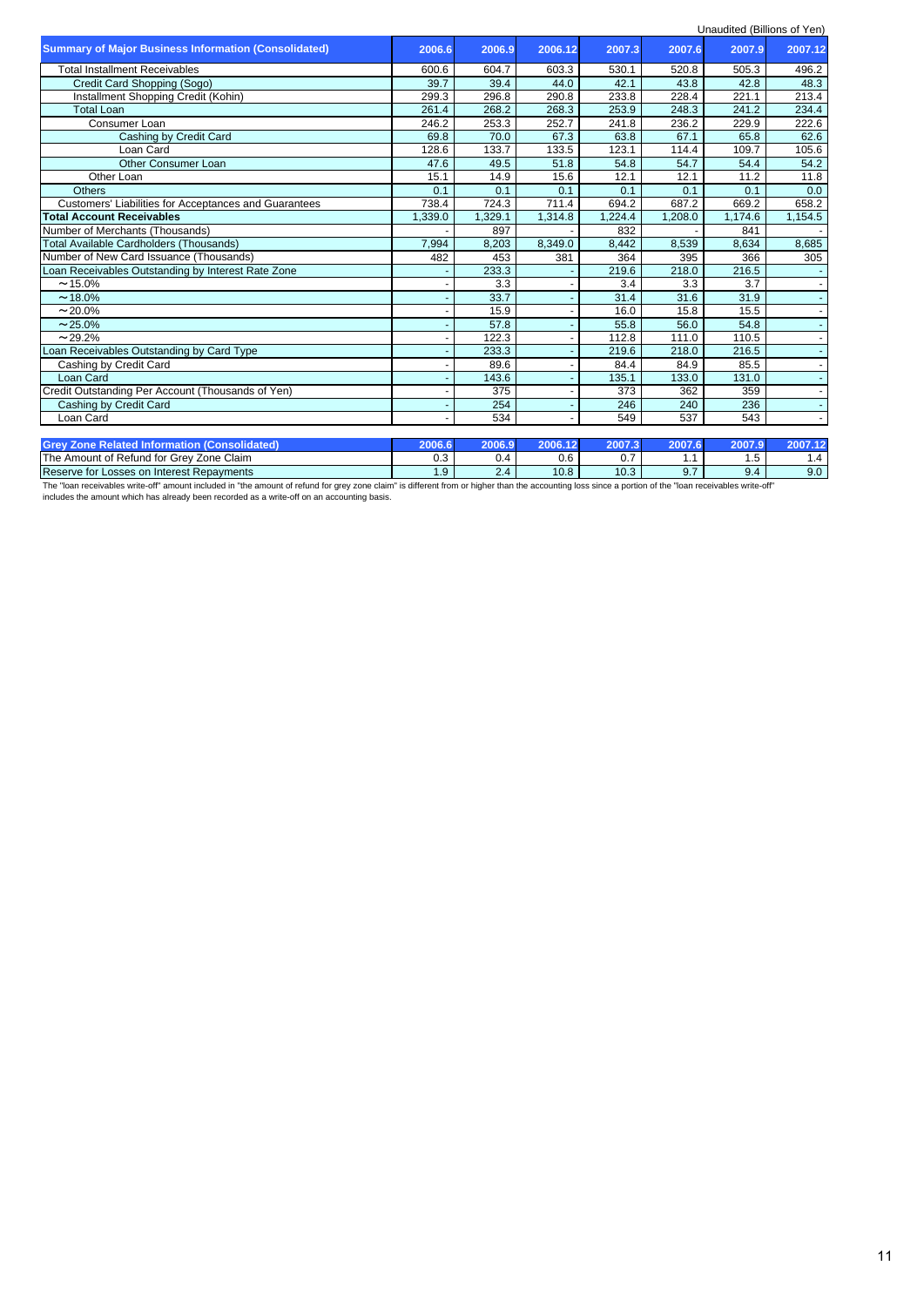Unaudited (Billions of Yen)

| Summary of Major Business Information (Consolidated) | 2006.6 | 2006.9 | 2006.12 | 2007.3 | 2007.6 | 2007.9 | 2007.12 |
|---|---|---|---|---|---|---|---|
| Total Installment Receivables | 600.6 | 604.7 | 603.3 | 530.1 | 520.8 | 505.3 | 496.2 |
| Credit Card Shopping (Sogo) | 39.7 | 39.4 | 44.0 | 42.1 | 43.8 | 42.8 | 48.3 |
| Installment Shopping Credit (Kohin) | 299.3 | 296.8 | 290.8 | 233.8 | 228.4 | 221.1 | 213.4 |
| Total Loan | 261.4 | 268.2 | 268.3 | 253.9 | 248.3 | 241.2 | 234.4 |
| Consumer Loan | 246.2 | 253.3 | 252.7 | 241.8 | 236.2 | 229.9 | 222.6 |
| Cashing by Credit Card | 69.8 | 70.0 | 67.3 | 63.8 | 67.1 | 65.8 | 62.6 |
| Loan Card | 128.6 | 133.7 | 133.5 | 123.1 | 114.4 | 109.7 | 105.6 |
| Other Consumer Loan | 47.6 | 49.5 | 51.8 | 54.8 | 54.7 | 54.4 | 54.2 |
| Other Loan | 15.1 | 14.9 | 15.6 | 12.1 | 12.1 | 11.2 | 11.8 |
| Others | 0.1 | 0.1 | 0.1 | 0.1 | 0.1 | 0.1 | 0.0 |
| Customers' Liabilities for Acceptances and Guarantees | 738.4 | 724.3 | 711.4 | 694.2 | 687.2 | 669.2 | 658.2 |
| **Total Account Receivables** | 1,339.0 | 1,329.1 | 1,314.8 | 1,224.4 | 1,208.0 | 1,174.6 | 1,154.5 |
| Number of Merchants (Thousands) | - | 897 | - | 832 | - | 841 | - |
| Total Available Cardholders (Thousands) | 7,994 | 8,203 | 8,349.0 | 8,442 | 8,539 | 8,634 | 8,685 |
| Number of New Card Issuance (Thousands) | 482 | 453 | 381 | 364 | 395 | 366 | 305 |
| Loan Receivables Outstanding by Interest Rate Zone | - | 233.3 | - | 219.6 | 218.0 | 216.5 | - |
| ～15.0% | - | 3.3 | - | 3.4 | 3.3 | 3.7 | - |
| ～18.0% | - | 33.7 | - | 31.4 | 31.6 | 31.9 | - |
| ～20.0% | - | 15.9 | - | 16.0 | 15.8 | 15.5 | - |
| ～25.0% | - | 57.8 | - | 55.8 | 56.0 | 54.8 | - |
| ～29.2% | - | 122.3 | - | 112.8 | 111.0 | 110.5 | - |
| Loan Receivables Outstanding by Card Type | - | 233.3 | - | 219.6 | 218.0 | 216.5 | - |
| Cashing by Credit Card | - | 89.6 | - | 84.4 | 84.9 | 85.5 | - |
| Loan Card | - | 143.6 | - | 135.1 | 133.0 | 131.0 | - |
| Credit Outstanding Per Account (Thousands of Yen) | - | 375 | - | 373 | 362 | 359 | - |
| Cashing by Credit Card | - | 254 | - | 246 | 240 | 236 | - |
| Loan Card | - | 534 | - | 549 | 537 | 543 | - |

| Grey Zone Related Information (Consolidated) | 2006.6 | 2006.9 | 2006.12 | 2007.3 | 2007.6 | 2007.9 | 2007.12 |
|---|---|---|---|---|---|---|---|
| The Amount of Refund for Grey Zone Claim | 0.3 | 0.4 | 0.6 | 0.7 | 1.1 | 1.5 | 1.4 |
| Reserve for Losses on Interest Repayments | 1.9 | 2.4 | 10.8 | 10.3 | 9.7 | 9.4 | 9.0 |

The "loan receivables write-off" amount included in "the amount of refund for grey zone claim" is different from or higher than the accounting loss since a portion of the "loan receivables write-off" includes the amount which has already been recorded as a write-off on an accounting basis.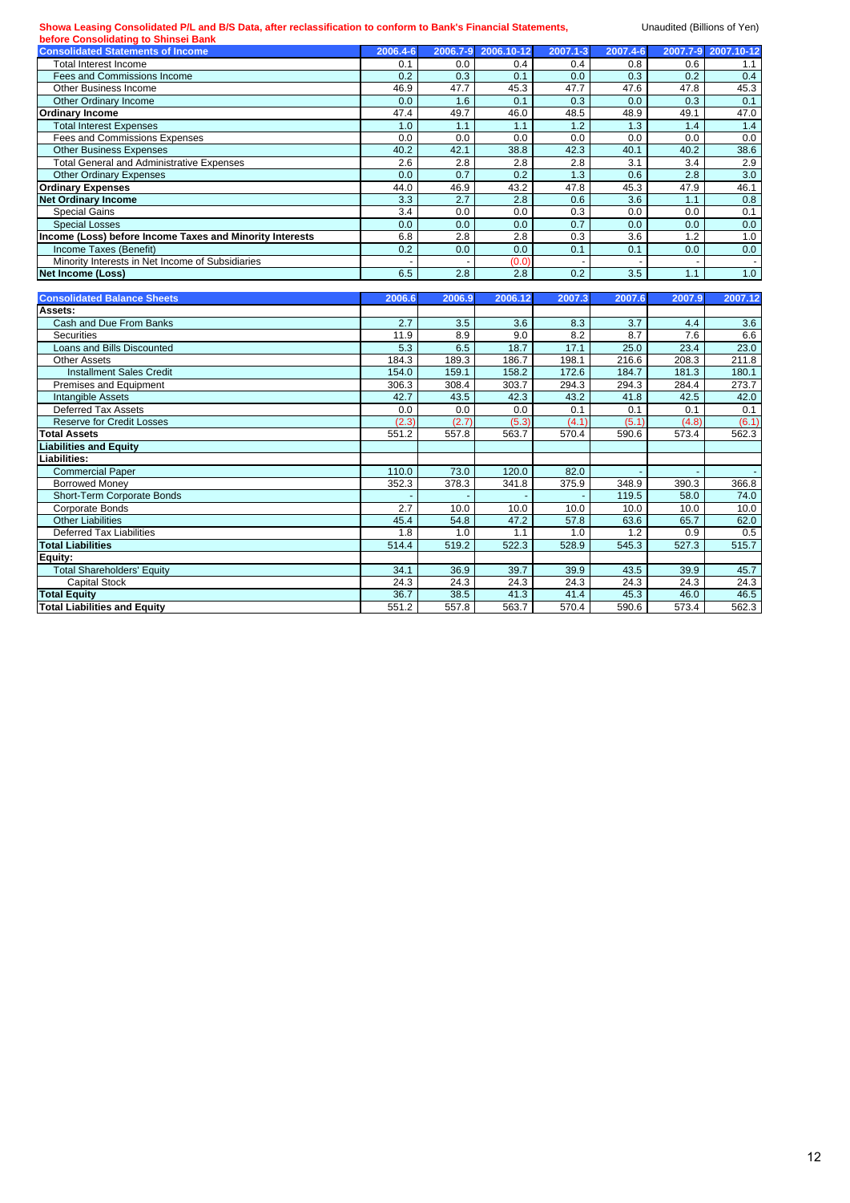**Showa Leasing Consolidated P/L and B/S Data, after reclassification to conform to Bank's Financial Statements, before Consolidating to Shinsei Bank**

Unaudited (Billions of Yen)

| Consolidated Statements of Income | 2006.4-6 | 2006.7-9 | 2006.10-12 | 2007.1-3 | 2007.4-6 | 2007.7-9 | 2007.10-12 |
|---|---|---|---|---|---|---|---|
| Total Interest Income | 0.1 | 0.0 | 0.4 | 0.4 | 0.8 | 0.6 | 1.1 |
| Fees and Commissions Income | 0.2 | 0.3 | 0.1 | 0.0 | 0.3 | 0.2 | 0.4 |
| Other Business Income | 46.9 | 47.7 | 45.3 | 47.7 | 47.6 | 47.8 | 45.3 |
| Other Ordinary Income | 0.0 | 1.6 | 0.1 | 0.3 | 0.0 | 0.3 | 0.1 |
| **Ordinary Income** | 47.4 | 49.7 | 46.0 | 48.5 | 48.9 | 49.1 | 47.0 |
| Total Interest Expenses | 1.0 | 1.1 | 1.1 | 1.2 | 1.3 | 1.4 | 1.4 |
| Fees and Commissions Expenses | 0.0 | 0.0 | 0.0 | 0.0 | 0.0 | 0.0 | 0.0 |
| Other Business Expenses | 40.2 | 42.1 | 38.8 | 42.3 | 40.1 | 40.2 | 38.6 |
| Total General and Administrative Expenses | 2.6 | 2.8 | 2.8 | 2.8 | 3.1 | 3.4 | 2.9 |
| Other Ordinary Expenses | 0.0 | 0.7 | 0.2 | 1.3 | 0.6 | 2.8 | 3.0 |
| **Ordinary Expenses** | 44.0 | 46.9 | 43.2 | 47.8 | 45.3 | 47.9 | 46.1 |
| **Net Ordinary Income** | 3.3 | 2.7 | 2.8 | 0.6 | 3.6 | 1.1 | 0.8 |
| Special Gains | 3.4 | 0.0 | 0.0 | 0.3 | 0.0 | 0.0 | 0.1 |
| Special Losses | 0.0 | 0.0 | 0.0 | 0.7 | 0.0 | 0.0 | 0.0 |
| **Income (Loss) before Income Taxes and Minority Interests** | 6.8 | 2.8 | 2.8 | 0.3 | 3.6 | 1.2 | 1.0 |
| Income Taxes (Benefit) | 0.2 | 0.0 | 0.0 | 0.1 | 0.1 | 0.0 | 0.0 |
| Minority Interests in Net Income of Subsidiaries | - | - | (0.0) | - | - | - | - |
| **Net Income (Loss)** | 6.5 | 2.8 | 2.8 | 0.2 | 3.5 | 1.1 | 1.0 |

| Consolidated Balance Sheets | 2006.6 | 2006.9 | 2006.12 | 2007.3 | 2007.6 | 2007.9 | 2007.12 |
|---|---|---|---|---|---|---|---|
| **Assets:** | | | | | | | |
| Cash and Due From Banks | 2.7 | 3.5 | 3.6 | 8.3 | 3.7 | 4.4 | 3.6 |
| Securities | 11.9 | 8.9 | 9.0 | 8.2 | 8.7 | 7.6 | 6.6 |
| Loans and Bills Discounted | 5.3 | 6.5 | 18.7 | 17.1 | 25.0 | 23.4 | 23.0 |
| Other Assets | 184.3 | 189.3 | 186.7 | 198.1 | 216.6 | 208.3 | 211.8 |
| Installment Sales Credit | 154.0 | 159.1 | 158.2 | 172.6 | 184.7 | 181.3 | 180.1 |
| Premises and Equipment | 306.3 | 308.4 | 303.7 | 294.3 | 294.3 | 284.4 | 273.7 |
| Intangible Assets | 42.7 | 43.5 | 42.3 | 43.2 | 41.8 | 42.5 | 42.0 |
| Deferred Tax Assets | 0.0 | 0.0 | 0.0 | 0.1 | 0.1 | 0.1 | 0.1 |
| Reserve for Credit Losses | (2.3) | (2.7) | (5.3) | (4.1) | (5.1) | (4.8) | (6.1) |
| **Total Assets** | 551.2 | 557.8 | 563.7 | 570.4 | 590.6 | 573.4 | 562.3 |
| **Liabilities and Equity** | | | | | | | |
| **Liabilities:** | | | | | | | |
| Commercial Paper | 110.0 | 73.0 | 120.0 | 82.0 | - | - | - |
| Borrowed Money | 352.3 | 378.3 | 341.8 | 375.9 | 348.9 | 390.3 | 366.8 |
| Short-Term Corporate Bonds | - | - | - | - | 119.5 | 58.0 | 74.0 |
| Corporate Bonds | 2.7 | 10.0 | 10.0 | 10.0 | 10.0 | 10.0 | 10.0 |
| Other Liabilities | 45.4 | 54.8 | 47.2 | 57.8 | 63.6 | 65.7 | 62.0 |
| Deferred Tax Liabilities | 1.8 | 1.0 | 1.1 | 1.0 | 1.2 | 0.9 | 0.5 |
| **Total Liabilities** | 514.4 | 519.2 | 522.3 | 528.9 | 545.3 | 527.3 | 515.7 |
| **Equity:** | | | | | | | |
| Total Shareholders' Equity | 34.1 | 36.9 | 39.7 | 39.9 | 43.5 | 39.9 | 45.7 |
| Capital Stock | 24.3 | 24.3 | 24.3 | 24.3 | 24.3 | 24.3 | 24.3 |
| **Total Equity** | 36.7 | 38.5 | 41.3 | 41.4 | 45.3 | 46.0 | 46.5 |
| **Total Liabilities and Equity** | 551.2 | 557.8 | 563.7 | 570.4 | 590.6 | 573.4 | 562.3 |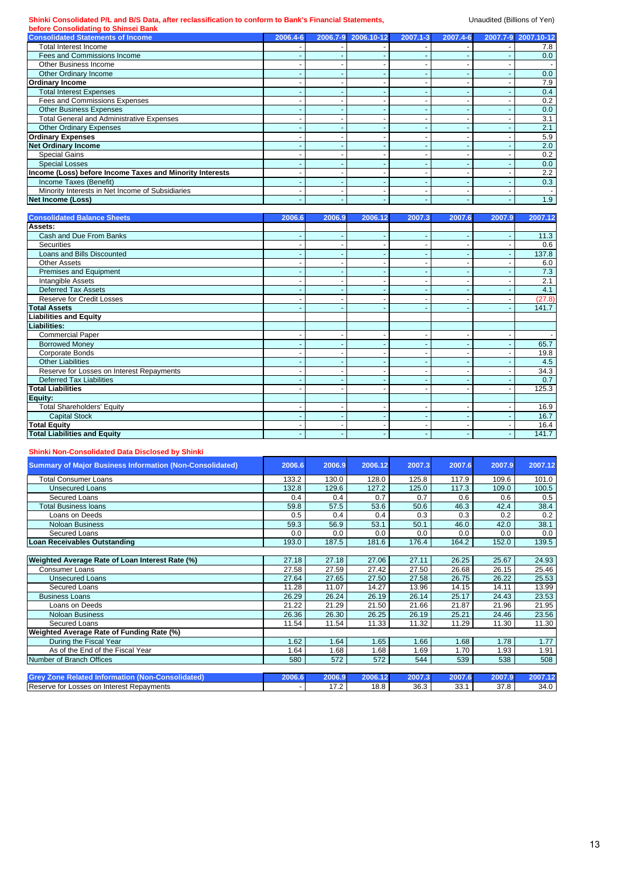**Shinki Consolidated P/L and B/S Data, after reclassification to conform to Bank's Financial Statements, before Consolidating to Shinsei Bank**

Unaudited (Billions of Yen)

| Consolidated Statements of Income | 2006.4-6 | 2006.7-9 | 2006.10-12 | 2007.1-3 | 2007.4-6 | 2007.7-9 | 2007.10-12 |
|---|---|---|---|---|---|---|---|
| Total Interest Income | - | - | - | - | - | - | 7.8 |
| Fees and Commissions Income | - | - | - | - | - | - | 0.0 |
| Other Business Income | - | - | - | - | - | - | - |
| Other Ordinary Income | - | - | - | - | - | - | 0.0 |
| **Ordinary Income** | - | - | - | - | - | - | 7.9 |
| Total Interest Expenses | - | - | - | - | - | - | 0.4 |
| Fees and Commissions Expenses | - | - | - | - | - | - | 0.2 |
| Other Business Expenses | - | - | - | - | - | - | 0.0 |
| Total General and Administrative Expenses | - | - | - | - | - | - | 3.1 |
| Other Ordinary Expenses | - | - | - | - | - | - | 2.1 |
| **Ordinary Expenses** | - | - | - | - | - | - | 5.9 |
| **Net Ordinary Income** | - | - | - | - | - | - | 2.0 |
| Special Gains | - | - | - | - | - | - | 0.2 |
| Special Losses | - | - | - | - | - | - | 0.0 |
| **Income (Loss) before Income Taxes and Minority Interests** | - | - | - | - | - | - | 2.2 |
| Income Taxes (Benefit) | - | - | - | - | - | - | 0.3 |
| Minority Interests in Net Income of Subsidiaries | - | - | - | - | - | - | - |
| **Net Income (Loss)** | - | - | - | - | - | - | 1.9 |

| Consolidated Balance Sheets | 2006.6 | 2006.9 | 2006.12 | 2007.3 | 2007.6 | 2007.9 | 2007.12 |
|---|---|---|---|---|---|---|---|
| **Assets:** | | | | | | | |
| Cash and Due From Banks | - | - | - | - | - | - | 11.3 |
| Securities | - | - | - | - | - | - | 0.6 |
| Loans and Bills Discounted | - | - | - | - | - | - | 137.8 |
| Other Assets | - | - | - | - | - | - | 6.0 |
| Premises and Equipment | - | - | - | - | - | - | 7.3 |
| Intangible Assets | - | - | - | - | - | - | 2.1 |
| Deferred Tax Assets | - | - | - | - | - | - | 4.1 |
| Reserve for Credit Losses | - | - | - | - | - | - | (27.8) |
| **Total Assets** | - | - | - | - | - | - | 141.7 |
| **Liabilities and Equity** | | | | | | | |
| **Liabilities:** | | | | | | | |
| Commercial Paper | - | - | - | - | - | - | - |
| Borrowed Money | - | - | - | - | - | - | 65.7 |
| Corporate Bonds | - | - | - | - | - | - | 19.8 |
| Other Liabilities | - | - | - | - | - | - | 4.5 |
| Reserve for Losses on Interest Repayments | - | - | - | - | - | - | 34.3 |
| Deferred Tax Liabilities | - | - | - | - | - | - | 0.7 |
| **Total Liabilities** | - | - | - | - | - | - | 125.3 |
| **Equity:** | | | | | | | |
| Total Shareholders' Equity | - | - | - | - | - | - | 16.9 |
| Capital Stock | - | - | - | - | - | - | 16.7 |
| **Total Equity** | - | - | - | - | - | - | 16.4 |
| **Total Liabilities and Equity** | - | - | - | - | - | - | 141.7 |

**Shinki Non-Consolidated Data Disclosed by Shinki**

| Summary of Major Business Information (Non-Consolidated) | 2006.6 | 2006.9 | 2006.12 | 2007.3 | 2007.6 | 2007.9 | 2007.12 |
|---|---|---|---|---|---|---|---|
| Total Consumer Loans | 133.2 | 130.0 | 128.0 | 125.8 | 117.9 | 109.6 | 101.0 |
| Unsecured Loans | 132.8 | 129.6 | 127.2 | 125.0 | 117.3 | 109.0 | 100.5 |
| Secured Loans | 0.4 | 0.4 | 0.7 | 0.7 | 0.6 | 0.6 | 0.5 |
| Total Business loans | 59.8 | 57.5 | 53.6 | 50.6 | 46.3 | 42.4 | 38.4 |
| Loans on Deeds | 0.5 | 0.4 | 0.4 | 0.3 | 0.3 | 0.2 | 0.2 |
| Noloan Business | 59.3 | 56.9 | 53.1 | 50.1 | 46.0 | 42.0 | 38.1 |
| Secured Loans | 0.0 | 0.0 | 0.0 | 0.0 | 0.0 | 0.0 | 0.0 |
| **Loan Receivables Outstanding** | 193.0 | 187.5 | 181.6 | 176.4 | 164.2 | 152.0 | 139.5 |

| Weighted Average Rate of Loan Interest Rate (%) | 27.18 | 27.18 | 27.06 | 27.11 | 26.25 | 25.67 | 24.93 |
|---|---|---|---|---|---|---|---|
| Consumer Loans | 27.58 | 27.59 | 27.42 | 27.50 | 26.68 | 26.15 | 25.46 |
| Unsecured Loans | 27.64 | 27.65 | 27.50 | 27.58 | 26.75 | 26.22 | 25.53 |
| Secured Loans | 11.28 | 11.07 | 14.27 | 13.96 | 14.15 | 14.11 | 13.99 |
| Business Loans | 26.29 | 26.24 | 26.19 | 26.14 | 25.17 | 24.43 | 23.53 |
| Loans on Deeds | 21.22 | 21.29 | 21.50 | 21.66 | 21.87 | 21.96 | 21.95 |
| Noloan Business | 26.36 | 26.30 | 26.25 | 26.19 | 25.21 | 24.46 | 23.56 |
| Secured Loans | 11.54 | 11.54 | 11.33 | 11.32 | 11.29 | 11.30 | 11.30 |
| **Weighted Average Rate of Funding Rate (%)** | | | | | | | |
| During the Fiscal Year | 1.62 | 1.64 | 1.65 | 1.66 | 1.68 | 1.78 | 1.77 |
| As of the End of the Fiscal Year | 1.64 | 1.68 | 1.68 | 1.69 | 1.70 | 1.93 | 1.91 |
| Number of Branch Offices | 580 | 572 | 572 | 544 | 539 | 538 | 508 |

| Grey Zone Related Information (Non-Consolidated) | 2006.6 | 2006.9 | 2006.12 | 2007.3 | 2007.6 | 2007.9 | 2007.12 |
|---|---|---|---|---|---|---|---|
| Reserve for Losses on Interest Repayments | - | 17.2 | 18.8 | 36.3 | 33.1 | 37.8 | 34.0 |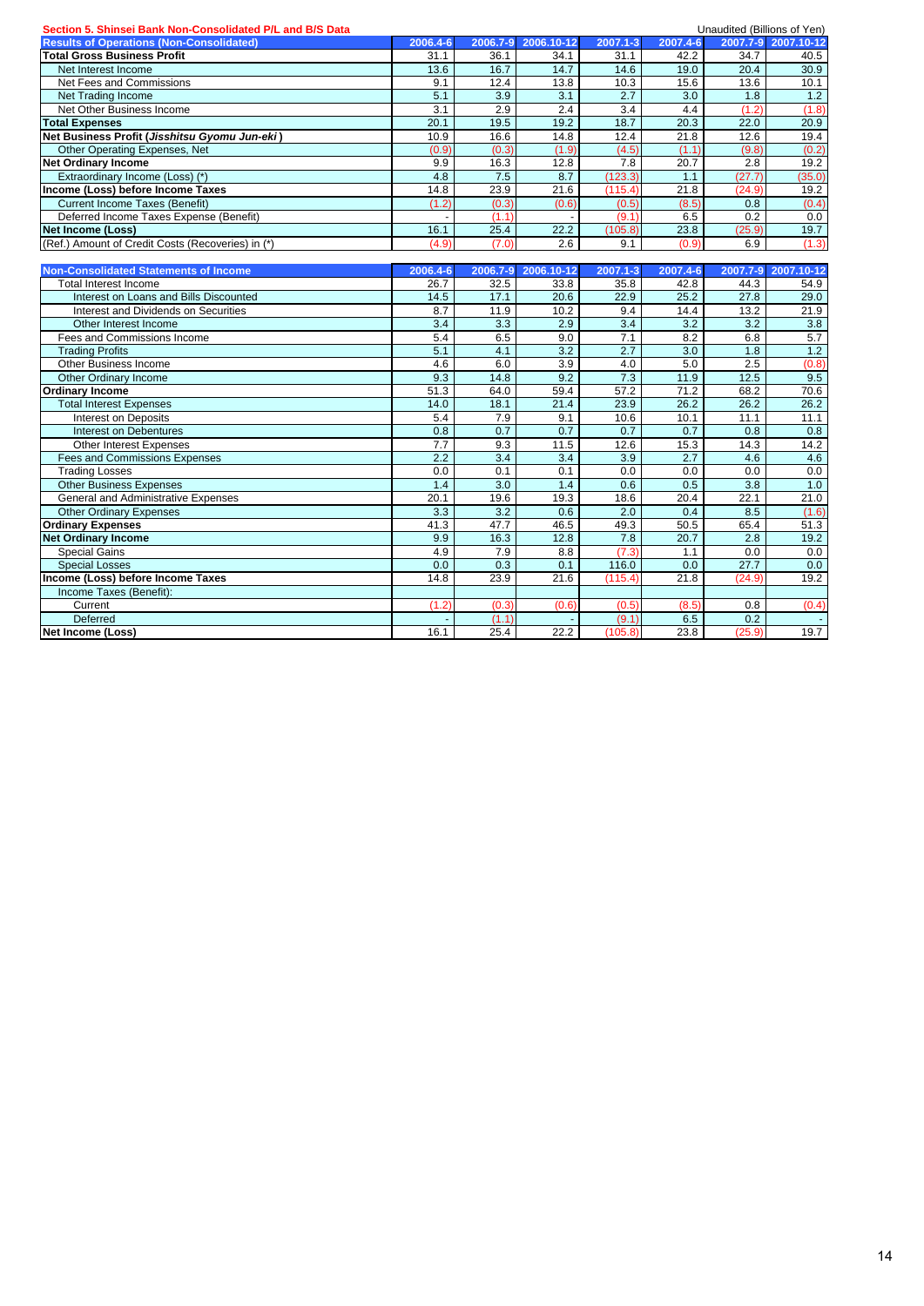## Section 5. Shinsei Bank Non-Consolidated P/L and B/S Data

Unaudited (Billions of Yen)

| Results of Operations (Non-Consolidated) | 2006.4-6 | 2006.7-9 | 2006.10-12 | 2007.1-3 | 2007.4-6 | 2007.7-9 | 2007.10-12 |
|---|---|---|---|---|---|---|---|
| **Total Gross Business Profit** | 31.1 | 36.1 | 34.1 | 31.1 | 42.2 | 34.7 | 40.5 |
| Net Interest Income | 13.6 | 16.7 | 14.7 | 14.6 | 19.0 | 20.4 | 30.9 |
| Net Fees and Commissions | 9.1 | 12.4 | 13.8 | 10.3 | 15.6 | 13.6 | 10.1 |
| Net Trading Income | 5.1 | 3.9 | 3.1 | 2.7 | 3.0 | 1.8 | 1.2 |
| Net Other Business Income | 3.1 | 2.9 | 2.4 | 3.4 | 4.4 | (1.2) | (1.8) |
| **Total Expenses** | 20.1 | 19.5 | 19.2 | 18.7 | 20.3 | 22.0 | 20.9 |
| **Net Business Profit (*Jisshitsu Gyomu Jun-eki*)** | 10.9 | 16.6 | 14.8 | 12.4 | 21.8 | 12.6 | 19.4 |
| Other Operating Expenses, Net | (0.9) | (0.3) | (1.9) | (4.5) | (1.1) | (9.8) | (0.2) |
| **Net Ordinary Income** | 9.9 | 16.3 | 12.8 | 7.8 | 20.7 | 2.8 | 19.2 |
| Extraordinary Income (Loss) (*) | 4.8 | 7.5 | 8.7 | (123.3) | 1.1 | (27.7) | (35.0) |
| **Income (Loss) before Income Taxes** | 14.8 | 23.9 | 21.6 | (115.4) | 21.8 | (24.9) | 19.2 |
| Current Income Taxes (Benefit) | (1.2) | (0.3) | (0.6) | (0.5) | (8.5) | 0.8 | (0.4) |
| Deferred Income Taxes Expense (Benefit) | - | (1.1) | - | (9.1) | 6.5 | 0.2 | 0.0 |
| **Net Income (Loss)** | 16.1 | 25.4 | 22.2 | (105.8) | 23.8 | (25.9) | 19.7 |
| (Ref.) Amount of Credit Costs (Recoveries) in (*) | (4.9) | (7.0) | 2.6 | 9.1 | (0.9) | 6.9 | (1.3) |

| Non-Consolidated Statements of Income | 2006.4-6 | 2006.7-9 | 2006.10-12 | 2007.1-3 | 2007.4-6 | 2007.7-9 | 2007.10-12 |
|---|---|---|---|---|---|---|---|
| Total Interest Income | 26.7 | 32.5 | 33.8 | 35.8 | 42.8 | 44.3 | 54.9 |
| Interest on Loans and Bills Discounted | 14.5 | 17.1 | 20.6 | 22.9 | 25.2 | 27.8 | 29.0 |
| Interest and Dividends on Securities | 8.7 | 11.9 | 10.2 | 9.4 | 14.4 | 13.2 | 21.9 |
| Other Interest Income | 3.4 | 3.3 | 2.9 | 3.4 | 3.2 | 3.2 | 3.8 |
| Fees and Commissions Income | 5.4 | 6.5 | 9.0 | 7.1 | 8.2 | 6.8 | 5.7 |
| Trading Profits | 5.1 | 4.1 | 3.2 | 2.7 | 3.0 | 1.8 | 1.2 |
| Other Business Income | 4.6 | 6.0 | 3.9 | 4.0 | 5.0 | 2.5 | (0.8) |
| Other Ordinary Income | 9.3 | 14.8 | 9.2 | 7.3 | 11.9 | 12.5 | 9.5 |
| **Ordinary Income** | 51.3 | 64.0 | 59.4 | 57.2 | 71.2 | 68.2 | 70.6 |
| Total Interest Expenses | 14.0 | 18.1 | 21.4 | 23.9 | 26.2 | 26.2 | 26.2 |
| Interest on Deposits | 5.4 | 7.9 | 9.1 | 10.6 | 10.1 | 11.1 | 11.1 |
| Interest on Debentures | 0.8 | 0.7 | 0.7 | 0.7 | 0.7 | 0.8 | 0.8 |
| Other Interest Expenses | 7.7 | 9.3 | 11.5 | 12.6 | 15.3 | 14.3 | 14.2 |
| Fees and Commissions Expenses | 2.2 | 3.4 | 3.4 | 3.9 | 2.7 | 4.6 | 4.6 |
| Trading Losses | 0.0 | 0.1 | 0.1 | 0.0 | 0.0 | 0.0 | 0.0 |
| Other Business Expenses | 1.4 | 3.0 | 1.4 | 0.6 | 0.5 | 3.8 | 1.0 |
| General and Administrative Expenses | 20.1 | 19.6 | 19.3 | 18.6 | 20.4 | 22.1 | 21.0 |
| Other Ordinary Expenses | 3.3 | 3.2 | 0.6 | 2.0 | 0.4 | 8.5 | (1.6) |
| **Ordinary Expenses** | 41.3 | 47.7 | 46.5 | 49.3 | 50.5 | 65.4 | 51.3 |
| **Net Ordinary Income** | 9.9 | 16.3 | 12.8 | 7.8 | 20.7 | 2.8 | 19.2 |
| Special Gains | 4.9 | 7.9 | 8.8 | (7.3) | 1.1 | 0.0 | 0.0 |
| Special Losses | 0.0 | 0.3 | 0.1 | 116.0 | 0.0 | 27.7 | 0.0 |
| **Income (Loss) before Income Taxes** | 14.8 | 23.9 | 21.6 | (115.4) | 21.8 | (24.9) | 19.2 |
| Income Taxes (Benefit): | | | | | | | |
| Current | (1.2) | (0.3) | (0.6) | (0.5) | (8.5) | 0.8 | (0.4) |
| Deferred | - | (1.1) | - | (9.1) | 6.5 | 0.2 | - |
| **Net Income (Loss)** | 16.1 | 25.4 | 22.2 | (105.8) | 23.8 | (25.9) | 19.7 |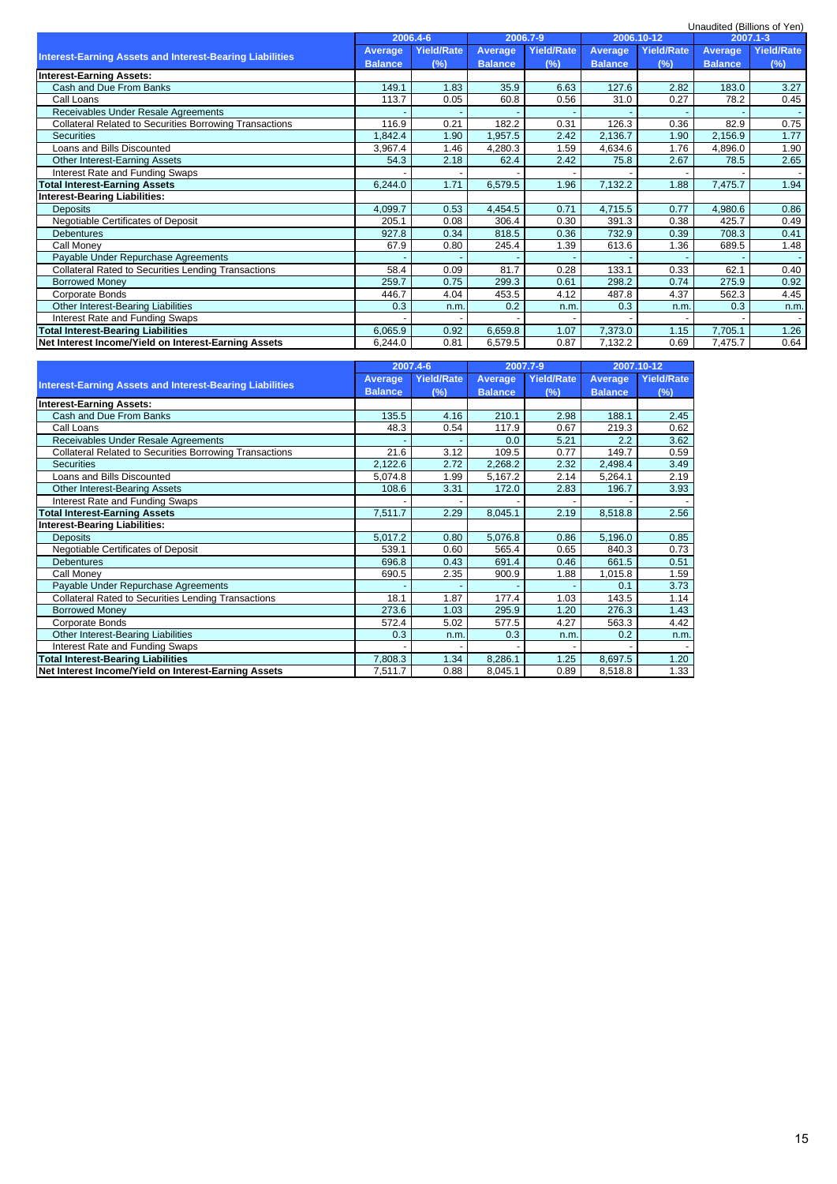Unaudited (Billions of Yen)

| Interest-Earning Assets and Interest-Bearing Liabilities | 2006.4-6 | | 2006.7-9 | | 2006.10-12 | | 2007.1-3 | |
|---|---|---|---|---|---|---|---|---|
| | Average Balance | Yield/Rate (%) | Average Balance | Yield/Rate (%) | Average Balance | Yield/Rate (%) | Average Balance | Yield/Rate (%) |
| **Interest-Earning Assets:** | | | | | | | | |
| Cash and Due From Banks | 149.1 | 1.83 | 35.9 | 6.63 | 127.6 | 2.82 | 183.0 | 3.27 |
| Call Loans | 113.7 | 0.05 | 60.8 | 0.56 | 31.0 | 0.27 | 78.2 | 0.45 |
| Receivables Under Resale Agreements | - | - | - | - | - | - | - | - |
| Collateral Related to Securities Borrowing Transactions | 116.9 | 0.21 | 182.2 | 0.31 | 126.3 | 0.36 | 82.9 | 0.75 |
| Securities | 1,842.4 | 1.90 | 1,957.5 | 2.42 | 2,136.7 | 1.90 | 2,156.9 | 1.77 |
| Loans and Bills Discounted | 3,967.4 | 1.46 | 4,280.3 | 1.59 | 4,634.6 | 1.76 | 4,896.0 | 1.90 |
| Other Interest-Earning Assets | 54.3 | 2.18 | 62.4 | 2.42 | 75.8 | 2.67 | 78.5 | 2.65 |
| Interest Rate and Funding Swaps | - | - | - | - | - | - | - | - |
| **Total Interest-Earning Assets** | 6,244.0 | 1.71 | 6,579.5 | 1.96 | 7,132.2 | 1.88 | 7,475.7 | 1.94 |
| **Interest-Bearing Liabilities:** | | | | | | | | |
| Deposits | 4,099.7 | 0.53 | 4,454.5 | 0.71 | 4,715.5 | 0.77 | 4,980.6 | 0.86 |
| Negotiable Certificates of Deposit | 205.1 | 0.08 | 306.4 | 0.30 | 391.3 | 0.38 | 425.7 | 0.49 |
| Debentures | 927.8 | 0.34 | 818.5 | 0.36 | 732.9 | 0.39 | 708.3 | 0.41 |
| Call Money | 67.9 | 0.80 | 245.4 | 1.39 | 613.6 | 1.36 | 689.5 | 1.48 |
| Payable Under Repurchase Agreements | - | - | - | - | - | - | - | - |
| Collateral Rated to Securities Lending Transactions | 58.4 | 0.09 | 81.7 | 0.28 | 133.1 | 0.33 | 62.1 | 0.40 |
| Borrowed Money | 259.7 | 0.75 | 299.3 | 0.61 | 298.2 | 0.74 | 275.9 | 0.92 |
| Corporate Bonds | 446.7 | 4.04 | 453.5 | 4.12 | 487.8 | 4.37 | 562.3 | 4.45 |
| Other Interest-Bearing Liabilities | 0.3 | n.m. | 0.2 | n.m. | 0.3 | n.m. | 0.3 | n.m. |
| Interest Rate and Funding Swaps | - | - | - | - | - | - | - | - |
| **Total Interest-Bearing Liabilities** | 6,065.9 | 0.92 | 6,659.8 | 1.07 | 7,373.0 | 1.15 | 7,705.1 | 1.26 |
| **Net Interest Income/Yield on Interest-Earning Assets** | 6,244.0 | 0.81 | 6,579.5 | 0.87 | 7,132.2 | 0.69 | 7,475.7 | 0.64 |

| Interest-Earning Assets and Interest-Bearing Liabilities | 2007.4-6 | | 2007.7-9 | | 2007.10-12 | |
|---|---|---|---|---|---|---|
| | Average Balance | Yield/Rate (%) | Average Balance | Yield/Rate (%) | Average Balance | Yield/Rate (%) |
| **Interest-Earning Assets:** | | | | | | |
| Cash and Due From Banks | 135.5 | 4.16 | 210.1 | 2.98 | 188.1 | 2.45 |
| Call Loans | 48.3 | 0.54 | 117.9 | 0.67 | 219.3 | 0.62 |
| Receivables Under Resale Agreements | - | - | 0.0 | 5.21 | 2.2 | 3.62 |
| Collateral Related to Securities Borrowing Transactions | 21.6 | 3.12 | 109.5 | 0.77 | 149.7 | 0.59 |
| Securities | 2,122.6 | 2.72 | 2,268.2 | 2.32 | 2,498.4 | 3.49 |
| Loans and Bills Discounted | 5,074.8 | 1.99 | 5,167.2 | 2.14 | 5,264.1 | 2.19 |
| Other Interest-Bearing Assets | 108.6 | 3.31 | 172.0 | 2.83 | 196.7 | 3.93 |
| Interest Rate and Funding Swaps | - | - | - | - | - | - |
| **Total Interest-Earning Assets** | 7,511.7 | 2.29 | 8,045.1 | 2.19 | 8,518.8 | 2.56 |
| **Interest-Bearing Liabilities:** | | | | | | |
| Deposits | 5,017.2 | 0.80 | 5,076.8 | 0.86 | 5,196.0 | 0.85 |
| Negotiable Certificates of Deposit | 539.1 | 0.60 | 565.4 | 0.65 | 840.3 | 0.73 |
| Debentures | 696.8 | 0.43 | 691.4 | 0.46 | 661.5 | 0.51 |
| Call Money | 690.5 | 2.35 | 900.9 | 1.88 | 1,015.8 | 1.59 |
| Payable Under Repurchase Agreements | - | - | - | - | 0.1 | 3.73 |
| Collateral Rated to Securities Lending Transactions | 18.1 | 1.87 | 177.4 | 1.03 | 143.5 | 1.14 |
| Borrowed Money | 273.6 | 1.03 | 295.9 | 1.20 | 276.3 | 1.43 |
| Corporate Bonds | 572.4 | 5.02 | 577.5 | 4.27 | 563.3 | 4.42 |
| Other Interest-Bearing Liabilities | 0.3 | n.m. | 0.3 | n.m. | 0.2 | n.m. |
| Interest Rate and Funding Swaps | - | - | - | - | - | - |
| **Total Interest-Bearing Liabilities** | 7,808.3 | 1.34 | 8,286.1 | 1.25 | 8,697.5 | 1.20 |
| **Net Interest Income/Yield on Interest-Earning Assets** | 7,511.7 | 0.88 | 8,045.1 | 0.89 | 8,518.8 | 1.33 |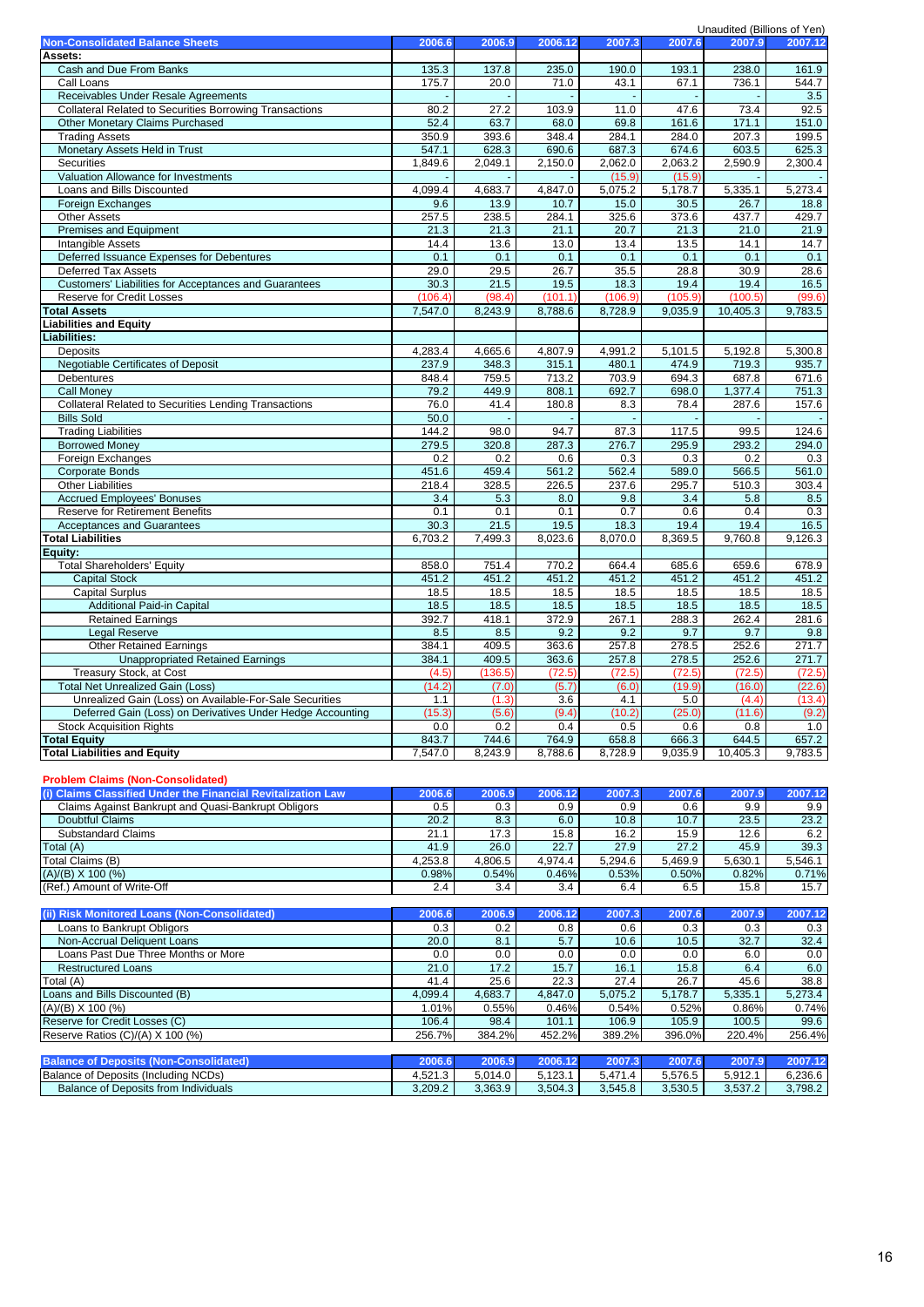Unaudited (Billions of Yen)

| Non-Consolidated Balance Sheets | 2006.6 | 2006.9 | 2006.12 | 2007.3 | 2007.6 | 2007.9 | 2007.12 |
|---|---|---|---|---|---|---|---|
| **Assets:** | | | | | | | |
| Cash and Due From Banks | 135.3 | 137.8 | 235.0 | 190.0 | 193.1 | 238.0 | 161.9 |
| Call Loans | 175.7 | 20.0 | 71.0 | 43.1 | 67.1 | 736.1 | 544.7 |
| Receivables Under Resale Agreements | - | - | - | - | - | - | 3.5 |
| Collateral Related to Securities Borrowing Transactions | 80.2 | 27.2 | 103.9 | 11.0 | 47.6 | 73.4 | 92.5 |
| Other Monetary Claims Purchased | 52.4 | 63.7 | 68.0 | 69.8 | 161.6 | 171.1 | 151.0 |
| Trading Assets | 350.9 | 393.6 | 348.4 | 284.1 | 284.0 | 207.3 | 199.5 |
| Monetary Assets Held in Trust | 547.1 | 628.3 | 690.6 | 687.3 | 674.6 | 603.5 | 625.3 |
| Securities | 1,849.6 | 2,049.1 | 2,150.0 | 2,062.0 | 2,063.2 | 2,590.9 | 2,300.4 |
| Valuation Allowance for Investments | - | - | - | (15.9) | (15.9) | - | - |
| Loans and Bills Discounted | 4,099.4 | 4,683.7 | 4,847.0 | 5,075.2 | 5,178.7 | 5,335.1 | 5,273.4 |
| Foreign Exchanges | 9.6 | 13.9 | 10.7 | 15.0 | 30.5 | 26.7 | 18.8 |
| Other Assets | 257.5 | 238.5 | 284.1 | 325.6 | 373.6 | 437.7 | 429.7 |
| Premises and Equipment | 21.3 | 21.3 | 21.1 | 20.7 | 21.3 | 21.0 | 21.9 |
| Intangible Assets | 14.4 | 13.6 | 13.0 | 13.4 | 13.5 | 14.1 | 14.7 |
| Deferred Issuance Expenses for Debentures | 0.1 | 0.1 | 0.1 | 0.1 | 0.1 | 0.1 | 0.1 |
| Deferred Tax Assets | 29.0 | 29.5 | 26.7 | 35.5 | 28.8 | 30.9 | 28.6 |
| Customers' Liabilities for Acceptances and Guarantees | 30.3 | 21.5 | 19.5 | 18.3 | 19.4 | 19.4 | 16.5 |
| Reserve for Credit Losses | (106.4) | (98.4) | (101.1) | (106.9) | (105.9) | (100.5) | (99.6) |
| **Total Assets** | 7,547.0 | 8,243.9 | 8,788.6 | 8,728.9 | 9,035.9 | 10,405.3 | 9,783.5 |
| **Liabilities and Equity** | | | | | | | |
| **Liabilities:** | | | | | | | |
| Deposits | 4,283.4 | 4,665.6 | 4,807.9 | 4,991.2 | 5,101.5 | 5,192.8 | 5,300.8 |
| Negotiable Certificates of Deposit | 237.9 | 348.3 | 315.1 | 480.1 | 474.9 | 719.3 | 935.7 |
| Debentures | 848.4 | 759.5 | 713.2 | 703.9 | 694.3 | 687.8 | 671.6 |
| Call Money | 79.2 | 449.9 | 808.1 | 692.7 | 698.0 | 1,377.4 | 751.3 |
| Collateral Related to Securities Lending Transactions | 76.0 | 41.4 | 180.8 | 8.3 | 78.4 | 287.6 | 157.6 |
| Bills Sold | 50.0 | - | - | - | - | - | - |
| Trading Liabilities | 144.2 | 98.0 | 94.7 | 87.3 | 117.5 | 99.5 | 124.6 |
| Borrowed Money | 279.5 | 320.8 | 287.3 | 276.7 | 295.9 | 293.2 | 294.0 |
| Foreign Exchanges | 0.2 | 0.2 | 0.6 | 0.3 | 0.3 | 0.2 | 0.3 |
| Corporate Bonds | 451.6 | 459.4 | 561.2 | 562.4 | 589.0 | 566.5 | 561.0 |
| Other Liabilities | 218.4 | 328.5 | 226.5 | 237.6 | 295.7 | 510.3 | 303.4 |
| Accrued Employees' Bonuses | 3.4 | 5.3 | 8.0 | 9.8 | 3.4 | 5.8 | 8.5 |
| Reserve for Retirement Benefits | 0.1 | 0.1 | 0.1 | 0.7 | 0.6 | 0.4 | 0.3 |
| Acceptances and Guarantees | 30.3 | 21.5 | 19.5 | 18.3 | 19.4 | 19.4 | 16.5 |
| **Total Liabilities** | 6,703.2 | 7,499.3 | 8,023.6 | 8,070.0 | 8,369.5 | 9,760.8 | 9,126.3 |
| **Equity:** | | | | | | | |
| Total Shareholders' Equity | 858.0 | 751.4 | 770.2 | 664.4 | 685.6 | 659.6 | 678.9 |
| Capital Stock | 451.2 | 451.2 | 451.2 | 451.2 | 451.2 | 451.2 | 451.2 |
| Capital Surplus | 18.5 | 18.5 | 18.5 | 18.5 | 18.5 | 18.5 | 18.5 |
| Additional Paid-in Capital | 18.5 | 18.5 | 18.5 | 18.5 | 18.5 | 18.5 | 18.5 |
| Retained Earnings | 392.7 | 418.1 | 372.9 | 267.1 | 288.3 | 262.4 | 281.6 |
| Legal Reserve | 8.5 | 8.5 | 9.2 | 9.2 | 9.7 | 9.7 | 9.8 |
| Other Retained Earnings | 384.1 | 409.5 | 363.6 | 257.8 | 278.5 | 252.6 | 271.7 |
| Unappropriated Retained Earnings | 384.1 | 409.5 | 363.6 | 257.8 | 278.5 | 252.6 | 271.7 |
| Treasury Stock, at Cost | (4.5) | (136.5) | (72.5) | (72.5) | (72.5) | (72.5) | (72.5) |
| Total Net Unrealized Gain (Loss) | (14.2) | (7.0) | (5.7) | (6.0) | (19.9) | (16.0) | (22.6) |
| Unrealized Gain (Loss) on Available-For-Sale Securities | 1.1 | (1.3) | 3.6 | 4.1 | 5.0 | (4.4) | (13.4) |
| Deferred Gain (Loss) on Derivatives Under Hedge Accounting | (15.3) | (5.6) | (9.4) | (10.2) | (25.0) | (11.6) | (9.2) |
| Stock Acquisition Rights | 0.0 | 0.2 | 0.4 | 0.5 | 0.6 | 0.8 | 1.0 |
| **Total Equity** | 843.7 | 744.6 | 764.9 | 658.8 | 666.3 | 644.5 | 657.2 |
| **Total Liabilities and Equity** | 7,547.0 | 8,243.9 | 8,788.6 | 8,728.9 | 9,035.9 | 10,405.3 | 9,783.5 |

**Problem Claims (Non-Consolidated)**

| (i) Claims Classified Under the Financial Revitalization Law | 2006.6 | 2006.9 | 2006.12 | 2007.3 | 2007.6 | 2007.9 | 2007.12 |
|---|---|---|---|---|---|---|---|
| Claims Against Bankrupt and Quasi-Bankrupt Obligors | 0.5 | 0.3 | 0.9 | 0.9 | 0.6 | 9.9 | 9.9 |
| Doubtful Claims | 20.2 | 8.3 | 6.0 | 10.8 | 10.7 | 23.5 | 23.2 |
| Substandard Claims | 21.1 | 17.3 | 15.8 | 16.2 | 15.9 | 12.6 | 6.2 |
| Total (A) | 41.9 | 26.0 | 22.7 | 27.9 | 27.2 | 45.9 | 39.3 |
| Total Claims (B) | 4,253.8 | 4,806.5 | 4,974.4 | 5,294.6 | 5,469.9 | 5,630.1 | 5,546.1 |
| (A)/(B) X 100 (%) | 0.98% | 0.54% | 0.46% | 0.53% | 0.50% | 0.82% | 0.71% |
| (Ref.) Amount of Write-Off | 2.4 | 3.4 | 3.4 | 6.4 | 6.5 | 15.8 | 15.7 |

| (ii) Risk Monitored Loans (Non-Consolidated) | 2006.6 | 2006.9 | 2006.12 | 2007.3 | 2007.6 | 2007.9 | 2007.12 |
|---|---|---|---|---|---|---|---|
| Loans to Bankrupt Obligors | 0.3 | 0.2 | 0.8 | 0.6 | 0.3 | 0.3 | 0.3 |
| Non-Accrual Deliquent Loans | 20.0 | 8.1 | 5.7 | 10.6 | 10.5 | 32.7 | 32.4 |
| Loans Past Due Three Months or More | 0.0 | 0.0 | 0.0 | 0.0 | 0.0 | 6.0 | 0.0 |
| Restructured Loans | 21.0 | 17.2 | 15.7 | 16.1 | 15.8 | 6.4 | 6.0 |
| Total (A) | 41.4 | 25.6 | 22.3 | 27.4 | 26.7 | 45.6 | 38.8 |
| Loans and Bills Discounted (B) | 4,099.4 | 4,683.7 | 4,847.0 | 5,075.2 | 5,178.7 | 5,335.1 | 5,273.4 |
| (A)/(B) X 100 (%) | 1.01% | 0.55% | 0.46% | 0.54% | 0.52% | 0.86% | 0.74% |
| Reserve for Credit Losses (C) | 106.4 | 98.4 | 101.1 | 106.9 | 105.9 | 100.5 | 99.6 |
| Reserve Ratios (C)/(A) X 100 (%) | 256.7% | 384.2% | 452.2% | 389.2% | 396.0% | 220.4% | 256.4% |

| Balance of Deposits (Non-Consolidated) | 2006.6 | 2006.9 | 2006.12 | 2007.3 | 2007.6 | 2007.9 | 2007.12 |
|---|---|---|---|---|---|---|---|
| Balance of Deposits (Including NCDs) | 4,521.3 | 5,014.0 | 5,123.1 | 5,471.4 | 5,576.5 | 5,912.1 | 6,236.6 |
| Balance of Deposits from Individuals | 3,209.2 | 3,363.9 | 3,504.3 | 3,545.8 | 3,530.5 | 3,537.2 | 3,798.2 |